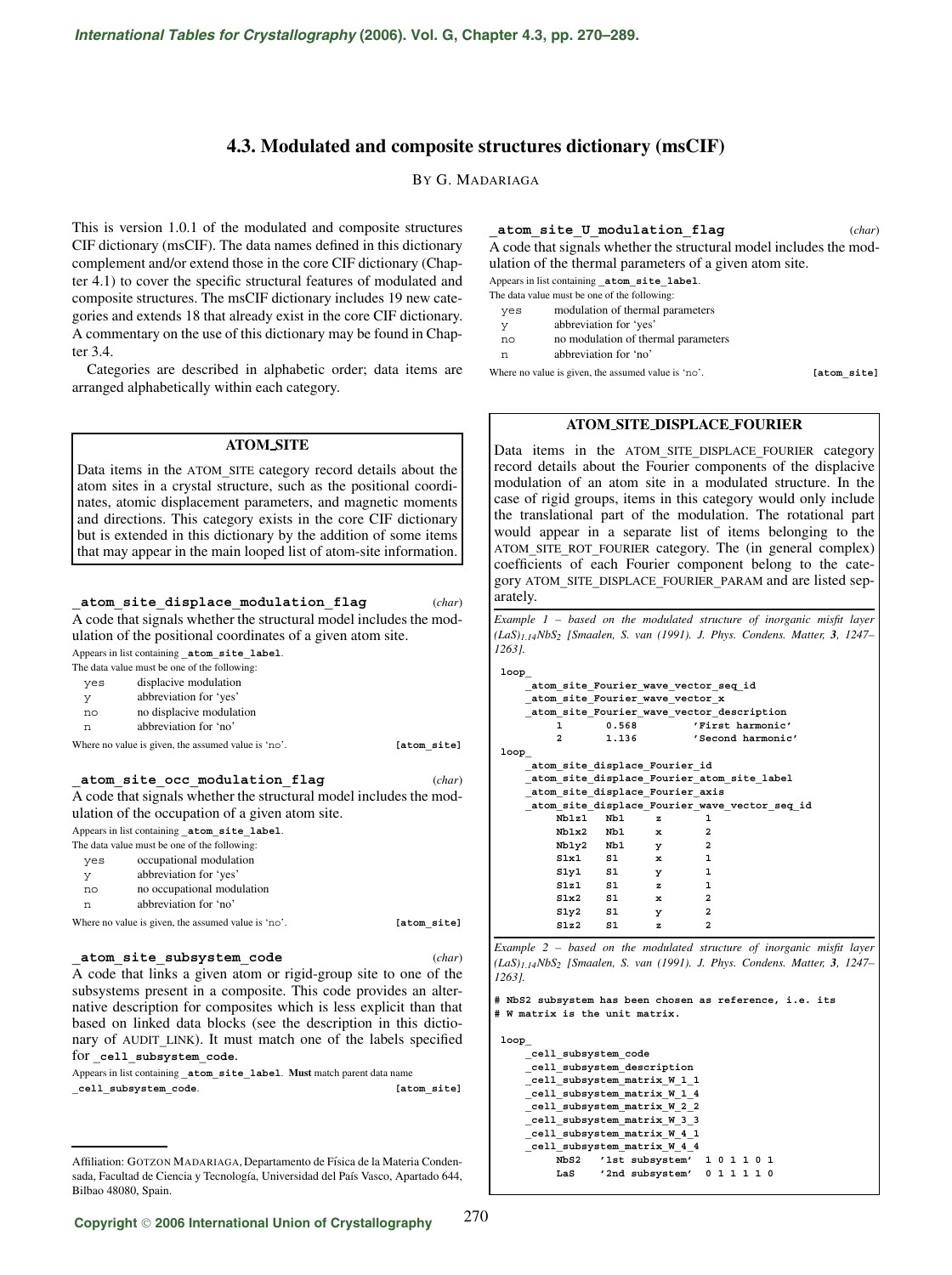# 4.3. Modulated and composite structures dictionary (msCIF)

By G. Madariaga

This is version 1.0.1 of the modulated and composite structures CIF dictionary (msCIF). The data names defined in this dictionary complement and/or extend those in the core CIF dictionary (Chapter 4.1) to cover the specific structural features of modulated and composite structures. The msCIF dictionary includes 19 new categories and extends 18 that already exist in the core CIF dictionary. A commentary on the use of this dictionary may be found in Chapter 3.4.

Categories are described in alphabetic order; data items are arranged alphabetically within each category.

## ATOM_SITE

Data items in the ATOM_SITE category record details about the atom sites in a crystal structure, such as the positional coordinates, atomic displacement parameters, and magnetic moments and directions. This category exists in the core CIF dictionary but is extended in this dictionary by the addition of some items that may appear in the main looped list of atom-site information.

**_atom_site_displace_modulation_flag** (*char*)

A code that signals whether the structural model includes the modulation of the positional coordinates of a given atom site.

Appears in list containing **_atom_site_label**.

The data value must be one of the following:

| | |
|---|---|
| yes | displacive modulation |
| y | abbreviation for 'yes' |
| no | no displacive modulation |
| n | abbreviation for 'no' |

Where no value is given, the assumed value is 'no'. **[atom_site]**

**_atom_site_occ_modulation_flag** (*char*)

A code that signals whether the structural model includes the modulation of the occupation of a given atom site.

Appears in list containing **_atom_site_label**.

The data value must be one of the following:

| | |
|---|---|
| yes | occupational modulation |
| y | abbreviation for 'yes' |
| no | no occupational modulation |
| n | abbreviation for 'no' |

Where no value is given, the assumed value is 'no'. **[atom_site]**

**_atom_site_subsystem_code** (*char*)

A code that links a given atom or rigid-group site to one of the subsystems present in a composite. This code provides an alternative description for composites which is less explicit than that based on linked data blocks (see the description in this dictionary of AUDIT_LINK). It must match one of the labels specified for **_cell_subsystem_code**.

Appears in list containing **_atom_site_label**. **Must** match parent data name **_cell_subsystem_code**. **[atom_site]**

**_atom_site_U_modulation_flag** (*char*)

A code that signals whether the structural model includes the modulation of the thermal parameters of a given atom site.

Appears in list containing **_atom_site_label**.

The data value must be one of the following:

| | |
|---|---|
| yes | modulation of thermal parameters |
| y | abbreviation for 'yes' |
| no | no modulation of thermal parameters |
| n | abbreviation for 'no' |

Where no value is given, the assumed value is 'no'. **[atom_site]**

## ATOM_SITE_DISPLACE_FOURIER

Data items in the ATOM_SITE_DISPLACE_FOURIER category record details about the Fourier components of the displacive modulation of an atom site in a modulated structure. In the case of rigid groups, items in this category would only include the translational part of the modulation. The rotational part would appear in a separate list of items belonging to the ATOM_SITE_ROT_FOURIER category. The (in general complex) coefficients of each Fourier component belong to the category ATOM_SITE_DISPLACE_FOURIER_PARAM and are listed separately.

*Example 1 – based on the modulated structure of inorganic misfit layer $(LaS)_{1.14}NbS_2$ [Smaalen, S. van (1991). J. Phys. Condens. Matter, **3**, 1247–1263].*

```
loop_
    _atom_site_Fourier_wave_vector_seq_id
    _atom_site_Fourier_wave_vector_x
    _atom_site_Fourier_wave_vector_description
         1       0.568         'First harmonic'
         2       1.136         'Second harmonic'
loop_
    _atom_site_displace_Fourier_id
    _atom_site_displace_Fourier_atom_site_label
    _atom_site_displace_Fourier_axis
    _atom_site_displace_Fourier_wave_vector_seq_id
         Nb1z1   Nb1     z       1
         Nb1x2   Nb1     x       2
         Nb1y2   Nb1     y       2
         S1x1    S1      x       1
         S1y1    S1      y       1
         S1z1    S1      z       1
         S1x2    S1      x       2
         S1y2    S1      y       2
         S1z2    S1      z       2
```

*Example 2 – based on the modulated structure of inorganic misfit layer $(LaS)_{1.14}NbS_2$ [Smaalen, S. van (1991). J. Phys. Condens. Matter, **3**, 1247–1263].*

```
# NbS2 subsystem has been chosen as reference, i.e. its
# W matrix is the unit matrix.

 loop_
    _cell_subsystem_code
    _cell_subsystem_description
    _cell_subsystem_matrix_W_1_1
    _cell_subsystem_matrix_W_1_4
    _cell_subsystem_matrix_W_2_2
    _cell_subsystem_matrix_W_3_3
    _cell_subsystem_matrix_W_4_1
    _cell_subsystem_matrix_W_4_4
        NbS2   '1st subsystem'  1 0 1 1 0 1
        LaS    '2nd subsystem'  0 1 1 1 1 0
```

Affiliation: Gotzon Madariaga, Departamento de Física de la Materia Condensada, Facultad de Ciencia y Tecnología, Universidad del País Vasco, Apartado 644, Bilbao 48080, Spain.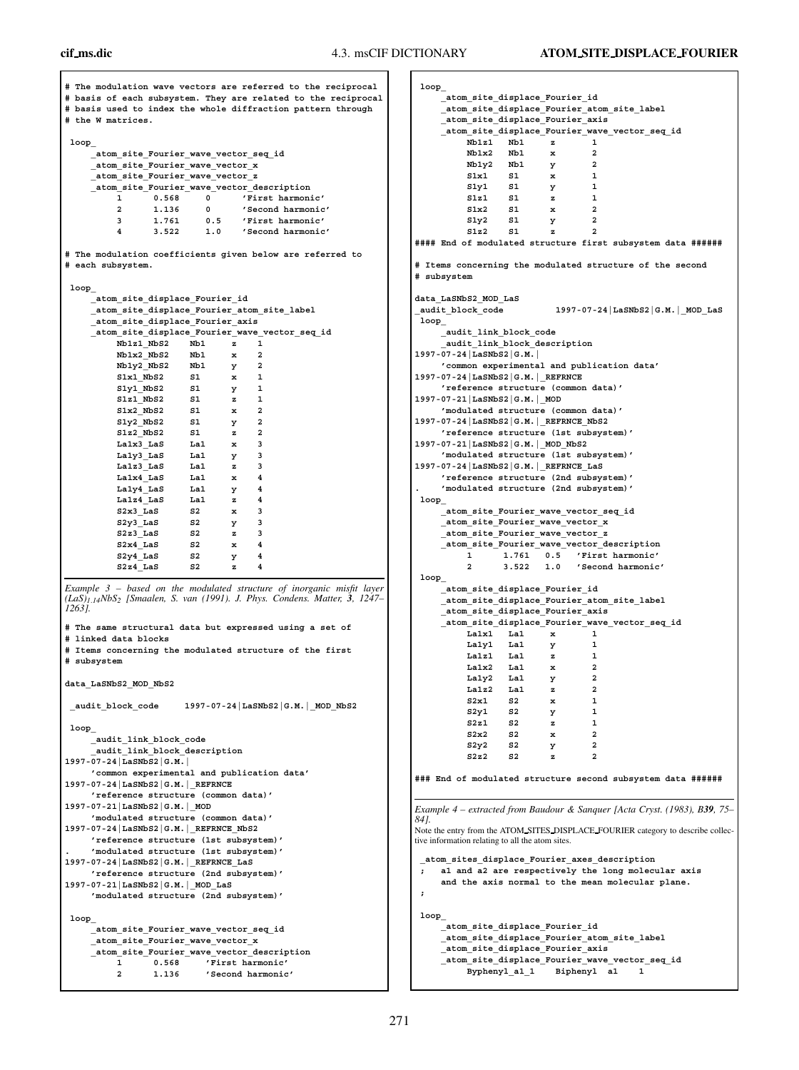```
# The modulation wave vectors are referred to the reciprocal
# basis of each subsystem. They are related to the reciprocal
# basis used to index the whole diffraction pattern through
# the W matrices.

 loop_
     _atom_site_Fourier_wave_vector_seq_id
     _atom_site_Fourier_wave_vector_x
     _atom_site_Fourier_wave_vector_z
     _atom_site_Fourier_wave_vector_description
          1      0.568     0      'First harmonic'
          2      1.136     0      'Second harmonic'
          3      1.761     0.5    'First harmonic'
          4      3.522     1.0    'Second harmonic'

# The modulation coefficients given below are referred to
# each subsystem.

 loop_
     _atom_site_displace_Fourier_id
     _atom_site_displace_Fourier_atom_site_label
     _atom_site_displace_Fourier_axis
     _atom_site_displace_Fourier_wave_vector_seq_id
          Nb1z1_NbS2    Nb1      z    1
          Nb1x2_NbS2    Nb1      x    2
          Nb1y2_NbS2    Nb1      y    2
          S1x1_NbS2     S1       x    1
          S1y1_NbS2     S1       y    1
          S1z1_NbS2     S1       z    1
          S1x2_NbS2     S1       x    2
          S1y2_NbS2     S1       y    2
          S1z2_NbS2     S1       z    2
          La1x3_LaS     La1      x    3
          La1y3_LaS     La1      y    3
          La1z3_LaS     La1      z    3
          La1x4_LaS     La1      x    4
          La1y4_LaS     La1      y    4
          La1z4_LaS     La1      z    4
          S2x3_LaS      S2       x    3
          S2y3_LaS      S2       y    3
          S2z3_LaS      S2       z    3
          S2x4_LaS      S2       x    4
          S2y4_LaS      S2       y    4
          S2z4_LaS      S2       z    4
```

*Example 3 – based on the modulated structure of inorganic misfit layer $(LaS)_{1.14}NbS_2$ [Smaalen, S. van (1991). J. Phys. Condens. Matter,* **3***, 1247–1263].*

```
# The same structural data but expressed using a set of
# linked data blocks
# Items concerning the modulated structure of the first
# subsystem

data_LaSNbS2_MOD_NbS2

 _audit_block_code     1997-07-24|LaSNbS2|G.M.|_MOD_NbS2

 loop_
     _audit_link_block_code
     _audit_link_block_description
1997-07-24|LaSNbS2|G.M.|
     'common experimental and publication data'
1997-07-24|LaSNbS2|G.M.|_REFRNCE
     'reference structure (common data)'
1997-07-21|LaSNbS2|G.M.|_MOD
     'modulated structure (common data)'
1997-07-24|LaSNbS2|G.M.|_REFRNCE_NbS2
     'reference structure (1st subsystem)'
.    'modulated structure (1st subsystem)'
1997-07-24|LaSNbS2|G.M.|_REFRNCE_LaS
     'reference structure (2nd subsystem)'
1997-07-21|LaSNbS2|G.M.|_MOD_LaS
     'modulated structure (2nd subsystem)'

 loop_
     _atom_site_Fourier_wave_vector_seq_id
     _atom_site_Fourier_wave_vector_x
     _atom_site_Fourier_wave_vector_description
          1      0.568     'First harmonic'
          2      1.136     'Second harmonic'

 loop_
     _atom_site_displace_Fourier_id
     _atom_site_displace_Fourier_atom_site_label
     _atom_site_displace_Fourier_axis
     _atom_site_displace_Fourier_wave_vector_seq_id
          Nb1z1   Nb1     z       1
          Nb1x2   Nb1     x       2
          Nb1y2   Nb1     y       2
          S1x1    S1      x       1
          S1y1    S1      y       1
          S1z1    S1      z       1
          S1x2    S1      x       2
          S1y2    S1      y       2
          S1z2    S1      z       2
#### End of modulated structure first subsystem data ######

# Items concerning the modulated structure of the second
# subsystem

data_LaSNbS2_MOD_LaS
_audit_block_code          1997-07-24|LaSNbS2|G.M.|_MOD_LaS
 loop_
     _audit_link_block_code
     _audit_link_block_description
1997-07-24|LaSNbS2|G.M.|
     'common experimental and publication data'
1997-07-24|LaSNbS2|G.M.|_REFRNCE
     'reference structure (common data)'
1997-07-21|LaSNbS2|G.M.|_MOD
     'modulated structure (common data)'
1997-07-24|LaSNbS2|G.M.|_REFRNCE_NbS2
     'reference structure (1st subsystem)'
1997-07-21|LaSNbS2|G.M.|_MOD_NbS2
     'modulated structure (1st subsystem)'
1997-07-24|LaSNbS2|G.M.|_REFRNCE_LaS
     'reference structure (2nd subsystem)'
.    'modulated structure (2nd subsystem)'
 loop_
     _atom_site_Fourier_wave_vector_seq_id
     _atom_site_Fourier_wave_vector_x
     _atom_site_Fourier_wave_vector_z
     _atom_site_Fourier_wave_vector_description
          1      1.761   0.5   'First harmonic'
          2      3.522   1.0   'Second harmonic'
 loop_
     _atom_site_displace_Fourier_id
     _atom_site_displace_Fourier_atom_site_label
     _atom_site_displace_Fourier_axis
     _atom_site_displace_Fourier_wave_vector_seq_id
          La1x1   La1     x       1
          La1y1   La1     y       1
          La1z1   La1     z       1
          La1x2   La1     x       2
          La1y2   La1     y       2
          La1z2   La1     z       2
          S2x1    S2      x       1
          S2y1    S2      y       1
          S2z1    S2      z       1
          S2x2    S2      x       2
          S2y2    S2      y       2
          S2z2    S2      z       2

### End of modulated structure second subsystem data ######
```

*Example 4 – extracted from Baudour & Sanquer [Acta Cryst. (1983),* **B39***, 75–84].*

Note the entry from the ATOM_SITES_DISPLACE_FOURIER category to describe collective information relating to all the atom sites.

```
 _atom_sites_displace_Fourier_axes_description
 ;   a1 and a2 are respectively the long molecular axis
     and the axis normal to the mean molecular plane.
 ;

 loop_
     _atom_site_displace_Fourier_id
     _atom_site_displace_Fourier_atom_site_label
     _atom_site_displace_Fourier_axis
     _atom_site_displace_Fourier_wave_vector_seq_id
          Byphenyl_a1_1    Biphenyl  a1    1
```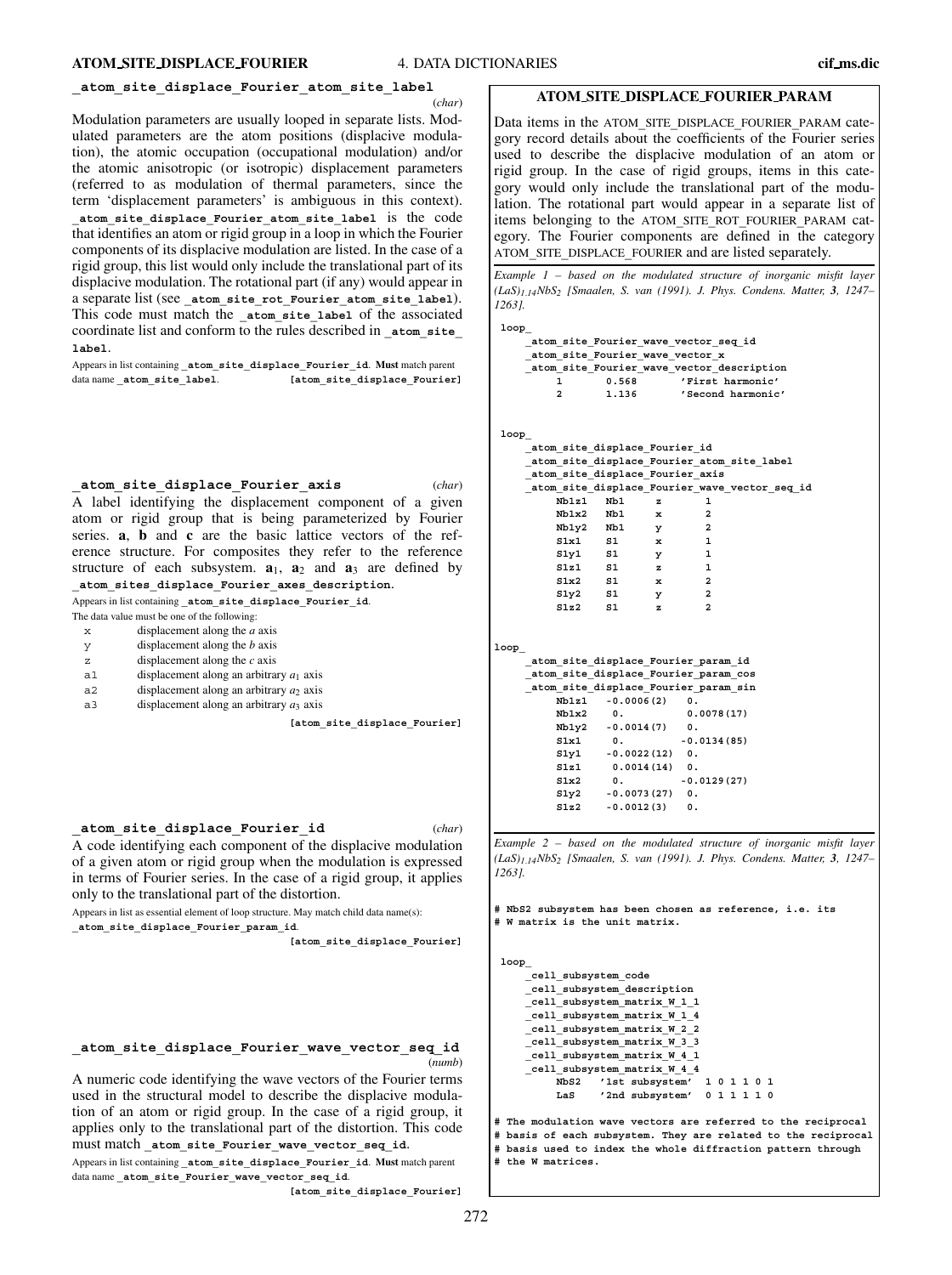**_atom_site_displace_Fourier_atom_site_label** (*char*)

Modulation parameters are usually looped in separate lists. Modulated parameters are the atom positions (displacive modulation), the atomic occupation (occupational modulation) and/or the atomic anisotropic (or isotropic) displacement parameters (referred to as modulation of thermal parameters, since the term 'displacement parameters' is ambiguous in this context). **_atom_site_displace_Fourier_atom_site_label** is the code that identifies an atom or rigid group in a loop in which the Fourier components of its displacive modulation are listed. In the case of a rigid group, this list would only include the translational part of its displacive modulation. The rotational part (if any) would appear in a separate list (see **_atom_site_rot_Fourier_atom_site_label**). This code must match the **_atom_site_label** of the associated coordinate list and conform to the rules described in **_atom_site_label**.

Appears in list containing **_atom_site_displace_Fourier_id**. **Must** match parent data name **_atom_site_label**. **[atom_site_displace_Fourier]**

**_atom_site_displace_Fourier_axis** (*char*)

A label identifying the displacement component of a given atom or rigid group that is being parameterized by Fourier series. **a**, **b** and **c** are the basic lattice vectors of the reference structure. For composites they refer to the reference structure of each subsystem. $\mathbf{a}_1$, $\mathbf{a}_2$ and $\mathbf{a}_3$ are defined by **_atom_sites_displace_Fourier_axes_description**.

Appears in list containing **_atom_site_displace_Fourier_id**.

The data value must be one of the following:

| | |
|---|---|
| x | displacement along the *a* axis |
| y | displacement along the *b* axis |
| z | displacement along the *c* axis |
| a1 | displacement along an arbitrary $a_1$ axis |
| a2 | displacement along an arbitrary $a_2$ axis |
| a3 | displacement along an arbitrary $a_3$ axis |

**[atom_site_displace_Fourier]**

**_atom_site_displace_Fourier_id** (*char*)

A code identifying each component of the displacive modulation of a given atom or rigid group when the modulation is expressed in terms of Fourier series. In the case of a rigid group, it applies only to the translational part of the distortion.

Appears in list as essential element of loop structure. May match child data name(s): **_atom_site_displace_Fourier_param_id**. **[atom_site_displace_Fourier]**

**_atom_site_displace_Fourier_wave_vector_seq_id** (*numb*)

A numeric code identifying the wave vectors of the Fourier terms used in the structural model to describe the displacive modulation of an atom or rigid group. In the case of a rigid group, it applies only to the translational part of the distortion. This code must match **_atom_site_Fourier_wave_vector_seq_id**.

Appears in list containing **_atom_site_displace_Fourier_id**. **Must** match parent data name **_atom_site_Fourier_wave_vector_seq_id**. **[atom_site_displace_Fourier]**

## ATOM_SITE_DISPLACE_FOURIER_PARAM

Data items in the ATOM_SITE_DISPLACE_FOURIER_PARAM category record details about the coefficients of the Fourier series used to describe the displacive modulation of an atom or rigid group. In the case of rigid groups, items in this category would only include the translational part of the modulation. The rotational part would appear in a separate list of items belonging to the ATOM_SITE_ROT_FOURIER_PARAM category. The Fourier components are defined in the category ATOM_SITE_DISPLACE_FOURIER and are listed separately.

*Example 1 – based on the modulated structure of inorganic misfit layer $(LaS)_{1.14}NbS_2$ [Smaalen, S. van (1991). J. Phys. Condens. Matter, **3**, 1247–1263].*

```
loop_
    _atom_site_Fourier_wave_vector_seq_id
    _atom_site_Fourier_wave_vector_x
    _atom_site_Fourier_wave_vector_description
        1       0.568       'First harmonic'
        2       1.136       'Second harmonic'

loop_
    _atom_site_displace_Fourier_id
    _atom_site_displace_Fourier_atom_site_label
    _atom_site_displace_Fourier_axis
    _atom_site_displace_Fourier_wave_vector_seq_id
        Nb1z1   Nb1     z       1
        Nb1x2   Nb1     x       2
        Nb1y2   Nb1     y       2
        S1x1    S1      x       1
        S1y1    S1      y       1
        S1z1    S1      z       1
        S1x2    S1      x       2
        S1y2    S1      y       2
        S1z2    S1      z       2

loop_
    _atom_site_displace_Fourier_param_id
    _atom_site_displace_Fourier_param_cos
    _atom_site_displace_Fourier_param_sin
        Nb1z1   -0.0006(2)    0.
        Nb1x2    0.           0.0078(17)
        Nb1y2   -0.0014(7)    0.
        S1x1     0.          -0.0134(85)
        S1y1    -0.0022(12)   0.
        S1z1     0.0014(14)   0.
        S1x2     0.          -0.0129(27)
        S1y2    -0.0073(27)   0.
        S1z2    -0.0012(3)    0.
```

*Example 2 – based on the modulated structure of inorganic misfit layer $(LaS)_{1.14}NbS_2$ [Smaalen, S. van (1991). J. Phys. Condens. Matter, **3**, 1247–1263].*

```
# NbS2 subsystem has been chosen as reference, i.e. its
# W matrix is the unit matrix.

loop_
    _cell_subsystem_code
    _cell_subsystem_description
    _cell_subsystem_matrix_W_1_1
    _cell_subsystem_matrix_W_1_4
    _cell_subsystem_matrix_W_2_2
    _cell_subsystem_matrix_W_3_3
    _cell_subsystem_matrix_W_4_1
    _cell_subsystem_matrix_W_4_4
        NbS2   '1st subsystem'  1 0 1 1 0 1
        LaS    '2nd subsystem'  0 1 1 1 1 0

# The modulation wave vectors are referred to the reciprocal
# basis of each subsystem. They are related to the reciprocal
# basis used to index the whole diffraction pattern through
# the W matrices.
```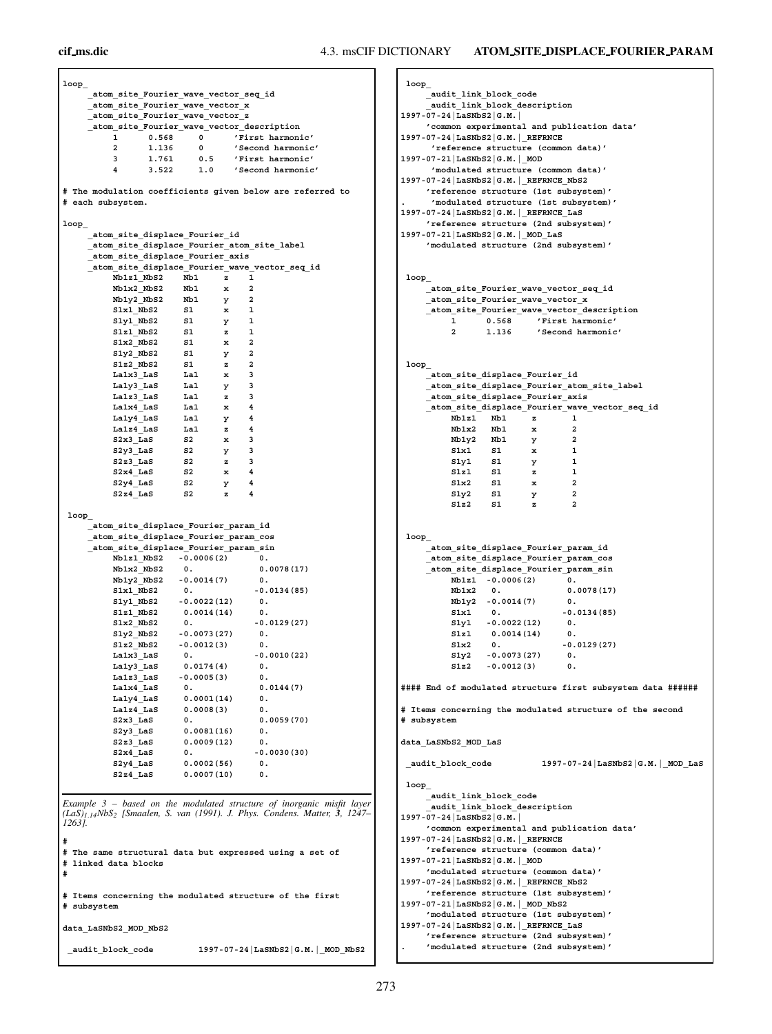```
loop_
    _atom_site_Fourier_wave_vector_seq_id
    _atom_site_Fourier_wave_vector_x
    _atom_site_Fourier_wave_vector_z
    _atom_site_Fourier_wave_vector_description
         1      0.568     0      'First harmonic'
         2      1.136     0      'Second harmonic'
         3      1.761     0.5    'First harmonic'
         4      3.522     1.0    'Second harmonic'

# The modulation coefficients given below are referred to
# each subsystem.

loop_
    _atom_site_displace_Fourier_id
    _atom_site_displace_Fourier_atom_site_label
    _atom_site_displace_Fourier_axis
    _atom_site_displace_Fourier_wave_vector_seq_id
         Nb1z1_NbS2    Nb1     z    1
         Nb1x2_NbS2    Nb1     x    2
         Nb1y2_NbS2    Nb1     y    2
         S1x1_NbS2     S1      x    1
         S1y1_NbS2     S1      y    1
         S1z1_NbS2     S1      z    1
         S1x2_NbS2     S1      x    2
         S1y2_NbS2     S1      y    2
         S1z2_NbS2     S1      z    2
         La1x3_LaS     La1     x    3
         La1y3_LaS     La1     y    3
         La1z3_LaS     La1     z    3
         La1x4_LaS     La1     x    4
         La1y4_LaS     La1     y    4
         La1z4_LaS     La1     z    4
         S2x3_LaS      S2      x    3
         S2y3_LaS      S2      y    3
         S2z3_LaS      S2      z    3
         S2x4_LaS      S2      x    4
         S2y4_LaS      S2      y    4
         S2z4_LaS      S2      z    4

 loop_
    _atom_site_displace_Fourier_param_id
    _atom_site_displace_Fourier_param_cos
    _atom_site_displace_Fourier_param_sin
         Nb1z1_NbS2   -0.0006(2)      0.
         Nb1x2_NbS2    0.              0.0078(17)
         Nb1y2_NbS2   -0.0014(7)      0.
         S1x1_NbS2     0.             -0.0134(85)
         S1y1_NbS2    -0.0022(12)     0.
         S1z1_NbS2     0.0014(14)     0.
         S1x2_NbS2     0.             -0.0129(27)
         S1y2_NbS2    -0.0073(27)     0.
         S1z2_NbS2    -0.0012(3)      0.
         La1x3_LaS     0.             -0.0010(22)
         La1y3_LaS     0.0174(4)      0.
         La1z3_LaS    -0.0005(3)      0.
         La1x4_LaS     0.              0.0144(7)
         La1y4_LaS     0.0001(14)     0.
         La1z4_LaS     0.0008(3)      0.
         S2x3_LaS      0.              0.0059(70)
         S2y3_LaS      0.0081(16)     0.
         S2z3_LaS      0.0009(12)     0.
         S2x4_LaS      0.             -0.0030(30)
         S2y4_LaS      0.0002(56)     0.
         S2z4_LaS      0.0007(10)     0.
```

*Example 3 – based on the modulated structure of inorganic misfit layer $(LaS)_{1.14}NbS_2$ [Smaalen, S. van (1991). J. Phys. Condens. Matter, **3**, 1247–1263].*

```
#
# The same structural data but expressed using a set of
# linked data blocks
#

# Items concerning the modulated structure of the first
# subsystem

data_LaSNbS2_MOD_NbS2

 _audit_block_code          1997-07-24|LaSNbS2|G.M.|_MOD_NbS2

 loop_
    _audit_link_block_code
    _audit_link_block_description
1997-07-24|LaSNbS2|G.M.|
    'common experimental and publication data'
1997-07-24|LaSNbS2|G.M.|_REFRNCE
     'reference structure (common data)'
1997-07-21|LaSNbS2|G.M.|_MOD
     'modulated structure (common data)'
1997-07-24|LaSNbS2|G.M.|_REFRNCE_NbS2
    'reference structure (1st subsystem)'
.    'modulated structure (1st subsystem)'
1997-07-24|LaSNbS2|G.M.|_REFRNCE_LaS
    'reference structure (2nd subsystem)'
1997-07-21|LaSNbS2|G.M.|_MOD_LaS
    'modulated structure (2nd subsystem)'


 loop_
    _atom_site_Fourier_wave_vector_seq_id
    _atom_site_Fourier_wave_vector_x
    _atom_site_Fourier_wave_vector_description
        1      0.568     'First harmonic'
        2      1.136     'Second harmonic'


 loop_
    _atom_site_displace_Fourier_id
    _atom_site_displace_Fourier_atom_site_label
    _atom_site_displace_Fourier_axis
    _atom_site_displace_Fourier_wave_vector_seq_id
        Nb1z1   Nb1     z       1
        Nb1x2   Nb1     x       2
        Nb1y2   Nb1     y       2
        S1x1    S1      x       1
        S1y1    S1      y       1
        S1z1    S1      z       1
        S1x2    S1      x       2
        S1y2    S1      y       2
        S1z2    S1      z       2


 loop_
    _atom_site_displace_Fourier_param_id
    _atom_site_displace_Fourier_param_cos
    _atom_site_displace_Fourier_param_sin
        Nb1z1  -0.0006(2)      0.
        Nb1x2   0.              0.0078(17)
        Nb1y2  -0.0014(7)      0.
        S1x1    0.             -0.0134(85)
        S1y1   -0.0022(12)     0.
        S1z1    0.0014(14)     0.
        S1x2    0.             -0.0129(27)
        S1y2   -0.0073(27)     0.
        S1z2   -0.0012(3)      0.

#### End of modulated structure first subsystem data ######

# Items concerning the modulated structure of the second
# subsystem

data_LaSNbS2_MOD_LaS

 _audit_block_code          1997-07-24|LaSNbS2|G.M.|_MOD_LaS

 loop_
    _audit_link_block_code
    _audit_link_block_description
1997-07-24|LaSNbS2|G.M.|
    'common experimental and publication data'
1997-07-24|LaSNbS2|G.M.|_REFRNCE
    'reference structure (common data)'
1997-07-21|LaSNbS2|G.M.|_MOD
    'modulated structure (common data)'
1997-07-24|LaSNbS2|G.M.|_REFRNCE_NbS2
    'reference structure (1st subsystem)'
1997-07-21|LaSNbS2|G.M.|_MOD_NbS2
    'modulated structure (1st subsystem)'
1997-07-24|LaSNbS2|G.M.|_REFRNCE_LaS
    'reference structure (2nd subsystem)'
.    'modulated structure (2nd subsystem)'
```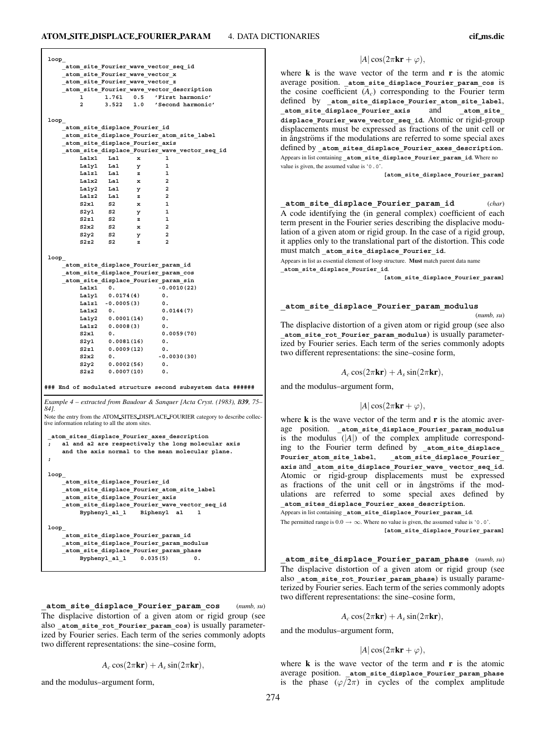```
loop_
    _atom_site_Fourier_wave_vector_seq_id
    _atom_site_Fourier_wave_vector_x
    _atom_site_Fourier_wave_vector_z
    _atom_site_Fourier_wave_vector_description
        1      1.761   0.5   'First harmonic'
        2      3.522   1.0   'Second harmonic'

loop_
    _atom_site_displace_Fourier_id
    _atom_site_displace_Fourier_atom_site_label
    _atom_site_displace_Fourier_axis
    _atom_site_displace_Fourier_wave_vector_seq_id
        La1x1   La1     x       1
        La1y1   La1     y       1
        La1z1   La1     z       1
        La1x2   La1     x       2
        La1y2   La1     y       2
        La1z2   La1     z       2
        S2x1    S2      x       1
        S2y1    S2      y       1
        S2z1    S2      z       1
        S2x2    S2      x       2
        S2y2    S2      y       2
        S2z2    S2      z       2

loop_
    _atom_site_displace_Fourier_param_id
    _atom_site_displace_Fourier_param_cos
    _atom_site_displace_Fourier_param_sin
        La1x1   0.            -0.0010(22)
        La1y1   0.0174(4)      0.
        La1z1  -0.0005(3)      0.
        La1x2   0.             0.0144(7)
        La1y2   0.0001(14)     0.
        La1z2   0.0008(3)      0.
        S2x1    0.             0.0059(70)
        S2y1    0.0081(16)     0.
        S2z1    0.0009(12)     0.
        S2x2    0.            -0.0030(30)
        S2y2    0.0002(56)     0.
        S2z2    0.0007(10)     0.

### End of modulated structure second subsystem data ######
```

*Example 4 – extracted from Baudour & Sanquer [Acta Cryst. (1983), B39, 75–84].*

Note the entry from the ATOM_SITES_DISPLACE_FOURIER category to describe collective information relating to all the atom sites.

```
_atom_sites_displace_Fourier_axes_description
;   a1 and a2 are respectively the long molecular axis
    and the axis normal to the mean molecular plane.
;

loop_
    _atom_site_displace_Fourier_id
    _atom_site_displace_Fourier_atom_site_label
    _atom_site_displace_Fourier_axis
    _atom_site_displace_Fourier_wave_vector_seq_id
        Byphenyl_a1_1    Biphenyl  a1    1

loop_
    _atom_site_displace_Fourier_param_id
    _atom_site_displace_Fourier_param_modulus
    _atom_site_displace_Fourier_param_phase
        Byphenyl_a1_1    0.035(5)       0.
```

**_atom_site_displace_Fourier_param_cos** (*numb, su*)

The displacive distortion of a given atom or rigid group (see also **_atom_site_rot_Fourier_param_cos**) is usually parameterized by Fourier series. Each term of the series commonly adopts two different representations: the sine–cosine form,

$$A_c \cos(2\pi\mathbf{kr}) + A_s \sin(2\pi\mathbf{kr}),$$

and the modulus–argument form,

$$|A| \cos(2\pi\mathbf{kr} + \varphi),$$

where $\mathbf{k}$ is the wave vector of the term and $\mathbf{r}$ is the atomic average position. **_atom_site_displace_Fourier_param_cos** is the cosine coefficient ($A_c$) corresponding to the Fourier term defined by **_atom_site_displace_Fourier_atom_site_label**, **_atom_site_displace_Fourier_axis** and **_atom_site_displace_Fourier_wave_vector_seq_id**. Atomic or rigid-group displacements must be expressed as fractions of the unit cell or in ångströms if the modulations are referred to some special axes defined by **_atom_sites_displace_Fourier_axes_description**.

Appears in list containing **_atom_site_displace_Fourier_param_id**. Where no value is given, the assumed value is '0.0'.

**[atom_site_displace_Fourier_param]**

**_atom_site_displace_Fourier_param_id** (*char*)

A code identifying the (in general complex) coefficient of each term present in the Fourier series describing the displacive modulation of a given atom or rigid group. In the case of a rigid group, it applies only to the translational part of the distortion. This code must match **_atom_site_displace_Fourier_id**.

Appears in list as essential element of loop structure. **Must** match parent data name **_atom_site_displace_Fourier_id**.

**[atom_site_displace_Fourier_param]**

**_atom_site_displace_Fourier_param_modulus** (*numb, su*)

The displacive distortion of a given atom or rigid group (see also **_atom_site_rot_Fourier_param_modulus**) is usually parameterized by Fourier series. Each term of the series commonly adopts two different representations: the sine–cosine form,

$$A_c \cos(2\pi\mathbf{kr}) + A_s \sin(2\pi\mathbf{kr}),$$

and the modulus–argument form,

$$|A| \cos(2\pi\mathbf{kr} + \varphi),$$

where $\mathbf{k}$ is the wave vector of the term and $\mathbf{r}$ is the atomic average position. **_atom_site_displace_Fourier_param_modulus** is the modulus ($|A|$) of the complex amplitude corresponding to the Fourier term defined by **_atom_site_displace_Fourier_atom_site_label**, **_atom_site_displace_Fourier_axis** and **_atom_site_displace_Fourier_wave_vector_seq_id**. Atomic or rigid-group displacements must be expressed as fractions of the unit cell or in ångströms if the modulations are referred to some special axes defined by **_atom_sites_displace_Fourier_axes_description**.

Appears in list containing **_atom_site_displace_Fourier_param_id**.

The permitted range is $0.0 \rightarrow \infty$. Where no value is given, the assumed value is '0.0'.

**[atom_site_displace_Fourier_param]**

**_atom_site_displace_Fourier_param_phase** (*numb, su*)

The displacive distortion of a given atom or rigid group (see also **_atom_site_rot_Fourier_param_phase**) is usually parameterized by Fourier series. Each term of the series commonly adopts two different representations: the sine–cosine form,

$$A_c \cos(2\pi\mathbf{kr}) + A_s \sin(2\pi\mathbf{kr}),$$

and the modulus–argument form,

$$|A| \cos(2\pi\mathbf{kr} + \varphi),$$

where $\mathbf{k}$ is the wave vector of the term and $\mathbf{r}$ is the atomic average position. **_atom_site_displace_Fourier_param_phase** is the phase ($\varphi/2\pi$) in cycles of the complex amplitude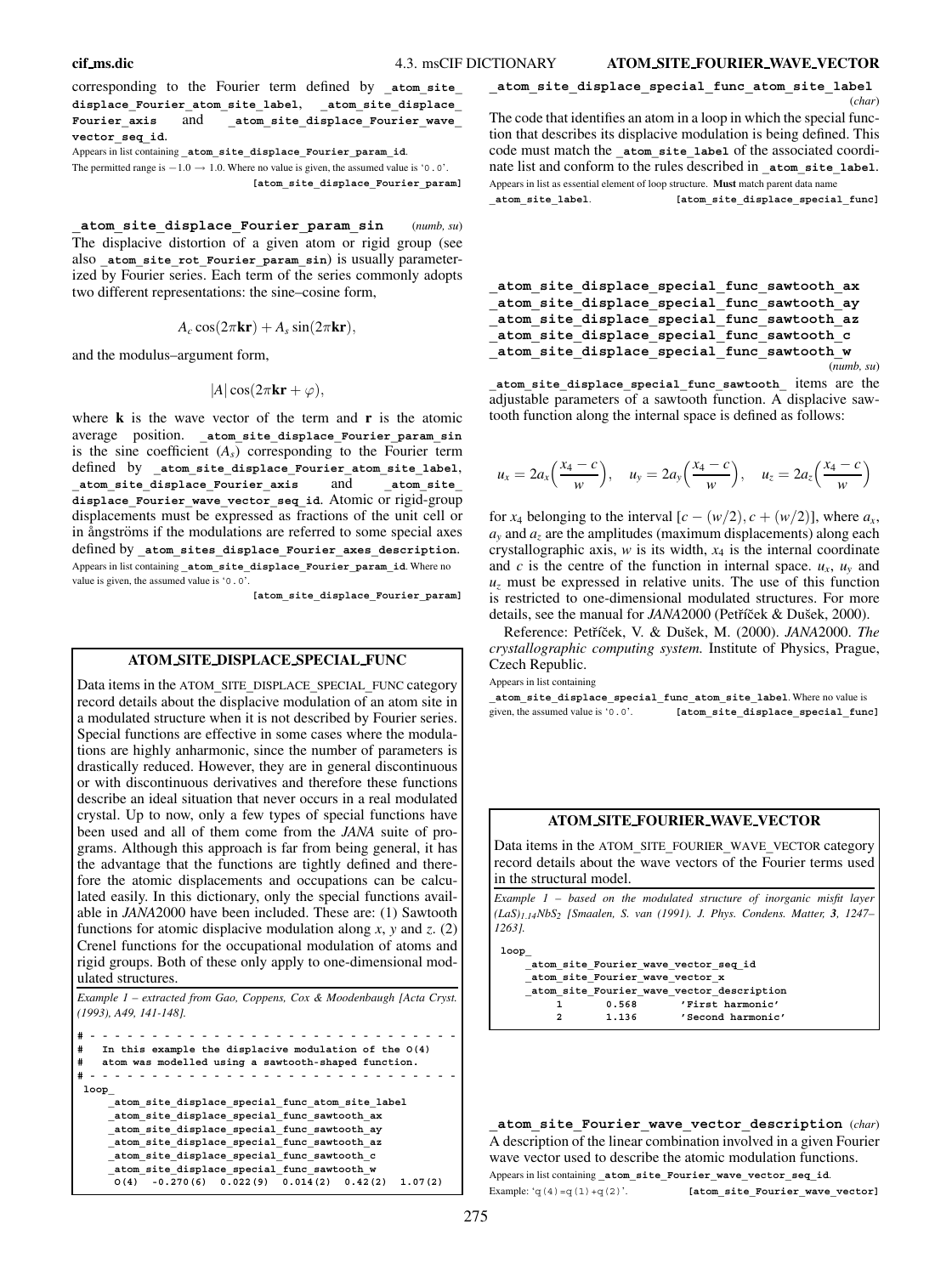corresponding to the Fourier term defined by `_atom_site_displace_Fourier_atom_site_label`, `_atom_site_displace_Fourier_axis` and `_atom_site_displace_Fourier_wave_vector_seq_id`.

Appears in list containing `_atom_site_displace_Fourier_param_id`.

The permitted range is −1.0 → 1.0. Where no value is given, the assumed value is '0.0'.

**[atom_site_displace_Fourier_param]**

**`_atom_site_displace_Fourier_param_sin`** (*numb, su*)

The displacive distortion of a given atom or rigid group (see also `_atom_site_rot_Fourier_param_sin`) is usually parameterized by Fourier series. Each term of the series commonly adopts two different representations: the sine–cosine form,

$$A_c \cos(2\pi \mathbf{kr}) + A_s \sin(2\pi \mathbf{kr}),$$

and the modulus–argument form,

$$|A| \cos(2\pi \mathbf{kr} + \varphi),$$

where $\mathbf{k}$ is the wave vector of the term and $\mathbf{r}$ is the atomic average position. `_atom_site_displace_Fourier_param_sin` is the sine coefficient ($A_s$) corresponding to the Fourier term defined by `_atom_site_displace_Fourier_atom_site_label`, `_atom_site_displace_Fourier_axis` and `_atom_site_displace_Fourier_wave_vector_seq_id`. Atomic or rigid-group displacements must be expressed as fractions of the unit cell or in ångströms if the modulations are referred to some special axes defined by `_atom_sites_displace_Fourier_axes_description`.

Appears in list containing `_atom_site_displace_Fourier_param_id`. Where no value is given, the assumed value is '0.0'.

**[atom_site_displace_Fourier_param]**

## ATOM_SITE_DISPLACE_SPECIAL_FUNC

Data items in the ATOM_SITE_DISPLACE_SPECIAL_FUNC category record details about the displacive modulation of an atom site in a modulated structure when it is not described by Fourier series. Special functions are effective in some cases where the modulations are highly anharmonic, since the number of parameters is drastically reduced. However, they are in general discontinuous or with discontinuous derivatives and therefore these functions describe an ideal situation that never occurs in a real modulated crystal. Up to now, only a few types of special functions have been used and all of them come from the *JANA* suite of programs. Although this approach is far from being general, it has the advantage that the functions are tightly defined and therefore the atomic displacements and occupations can be calculated easily. In this dictionary, only the special functions available in *JANA*2000 have been included. These are: (1) Sawtooth functions for atomic displacive modulation along *x*, *y* and *z*. (2) Crenel functions for the occupational modulation of atoms and rigid groups. Both of these only apply to one-dimensional modulated structures.

*Example 1 – extracted from Gao, Coppens, Cox & Moodenbaugh [Acta Cryst. (1993), A49, 141-148].*

```
# - - - - - - - - - - - - - - - - - - - - - - - - - - - - - - -
#   In this example the displacive modulation of the O(4)
#   atom was modelled using a sawtooth-shaped function.
# - - - - - - - - - - - - - - - - - - - - - - - - - - - - - - -
 loop_
     _atom_site_displace_special_func_atom_site_label
     _atom_site_displace_special_func_sawtooth_ax
     _atom_site_displace_special_func_sawtooth_ay
     _atom_site_displace_special_func_sawtooth_az
     _atom_site_displace_special_func_sawtooth_c
     _atom_site_displace_special_func_sawtooth_w
      O(4)  -0.270(6)  0.022(9)  0.014(2)  0.42(2)  1.07(2)
```

**`_atom_site_displace_special_func_atom_site_label`** (*char*)

The code that identifies an atom in a loop in which the special function that describes its displacive modulation is being defined. This code must match the `_atom_site_label` of the associated coordinate list and conform to the rules described in `_atom_site_label`.

Appears in list as essential element of loop structure. **Must** match parent data name `_atom_site_label`.

**[atom_site_displace_special_func]**

**`_atom_site_displace_special_func_sawtooth_ax`**
**`_atom_site_displace_special_func_sawtooth_ay`**
**`_atom_site_displace_special_func_sawtooth_az`**
**`_atom_site_displace_special_func_sawtooth_c`**
**`_atom_site_displace_special_func_sawtooth_w`** (*numb, su*)

`_atom_site_displace_special_func_sawtooth_` items are the adjustable parameters of a sawtooth function. A displacive sawtooth function along the internal space is defined as follows:

$$u_x = 2a_x\left(\frac{x_4 - c}{w}\right), \quad u_y = 2a_y\left(\frac{x_4 - c}{w}\right), \quad u_z = 2a_z\left(\frac{x_4 - c}{w}\right)$$

for $x_4$ belonging to the interval $[c - (w/2), c + (w/2)]$, where $a_x$, $a_y$ and $a_z$ are the amplitudes (maximum displacements) along each crystallographic axis, $w$ is its width, $x_4$ is the internal coordinate and $c$ is the centre of the function in internal space. $u_x$, $u_y$ and $u_z$ must be expressed in relative units. The use of this function is restricted to one-dimensional modulated structures. For more details, see the manual for *JANA*2000 (Petříček & Dušek, 2000).

Reference: Petříček, V. & Dušek, M. (2000). *JANA*2000. *The crystallographic computing system.* Institute of Physics, Prague, Czech Republic.

Appears in list containing `_atom_site_displace_special_func_atom_site_label`. Where no value is given, the assumed value is '0.0'.

**[atom_site_displace_special_func]**

## ATOM_SITE_FOURIER_WAVE_VECTOR

Data items in the ATOM_SITE_FOURIER_WAVE_VECTOR category record details about the wave vectors of the Fourier terms used in the structural model.

*Example 1 – based on the modulated structure of inorganic misfit layer $(LaS)_{1.14}NbS_2$ [Smaalen, S. van (1991). J. Phys. Condens. Matter,* **3***, 1247–1263].*

```
loop_
    _atom_site_Fourier_wave_vector_seq_id
    _atom_site_Fourier_wave_vector_x
    _atom_site_Fourier_wave_vector_description
        1       0.568       'First harmonic'
        2       1.136       'Second harmonic'
```

**`_atom_site_Fourier_wave_vector_description`** (*char*)

A description of the linear combination involved in a given Fourier wave vector used to describe the atomic modulation functions.

Appears in list containing `_atom_site_Fourier_wave_vector_seq_id`.

Example: 'q(4)=q(1)+q(2)'.

**[atom_site_Fourier_wave_vector]**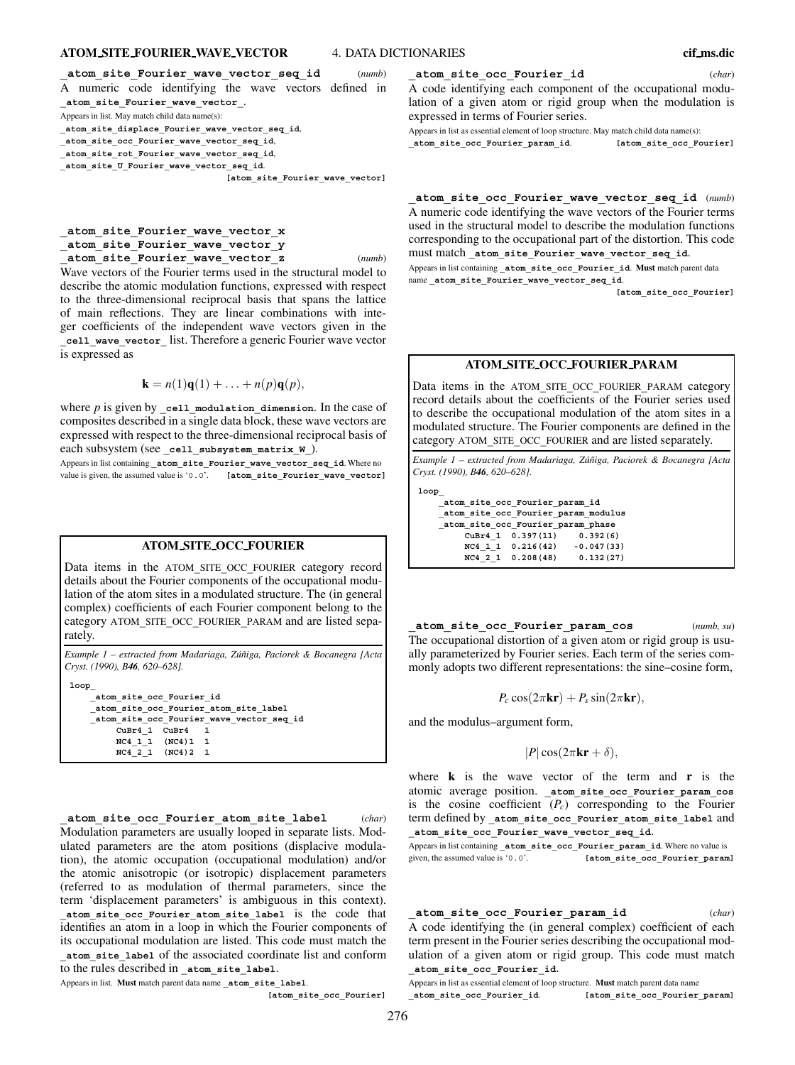**_atom_site_Fourier_wave_vector_seq_id** (*numb*)

A numeric code identifying the wave vectors defined in **_atom_site_Fourier_wave_vector_**.

Appears in list. May match child data name(s):
**_atom_site_displace_Fourier_wave_vector_seq_id**,
**_atom_site_occ_Fourier_wave_vector_seq_id**,
**_atom_site_rot_Fourier_wave_vector_seq_id**,
**_atom_site_U_Fourier_wave_vector_seq_id**.
**[atom_site_Fourier_wave_vector]**

**_atom_site_Fourier_wave_vector_x**
**_atom_site_Fourier_wave_vector_y**
**_atom_site_Fourier_wave_vector_z** (*numb*)

Wave vectors of the Fourier terms used in the structural model to describe the atomic modulation functions, expressed with respect to the three-dimensional reciprocal basis that spans the lattice of main reflections. They are linear combinations with integer coefficients of the independent wave vectors given in the **_cell_wave_vector_** list. Therefore a generic Fourier wave vector is expressed as

$$\mathbf{k} = n(1)\mathbf{q}(1) + \ldots + n(p)\mathbf{q}(p),$$

where $p$ is given by **_cell_modulation_dimension**. In the case of composites described in a single data block, these wave vectors are expressed with respect to the three-dimensional reciprocal basis of each subsystem (see **_cell_subsystem_matrix_W_**).

Appears in list containing **_atom_site_Fourier_wave_vector_seq_id**. Where no value is given, the assumed value is '0.0'. **[atom_site_Fourier_wave_vector]**

## ATOM_SITE_OCC_FOURIER

Data items in the ATOM_SITE_OCC_FOURIER category record details about the Fourier components of the occupational modulation of the atom sites in a modulated structure. The (in general complex) coefficients of each Fourier component belong to the category ATOM_SITE_OCC_FOURIER_PARAM and are listed separately.

*Example 1 – extracted from Madariaga, Zúñiga, Paciorek & Bocanegra [Acta Cryst. (1990), B**46**, 620–628].*

```
loop_
    _atom_site_occ_Fourier_id
    _atom_site_occ_Fourier_atom_site_label
    _atom_site_occ_Fourier_wave_vector_seq_id
        CuBr4_1  CuBr4   1
        NC4_1_1  (NC4)1  1
        NC4_2_1  (NC4)2  1
```

**_atom_site_occ_Fourier_atom_site_label** (*char*)

Modulation parameters are usually looped in separate lists. Modulated parameters are the atom positions (displacive modulation), the atomic occupation (occupational modulation) and/or the atomic anisotropic (or isotropic) displacement parameters (referred to as modulation of thermal parameters, since the term 'displacement parameters' is ambiguous in this context). **_atom_site_occ_Fourier_atom_site_label** is the code that identifies an atom in a loop in which the Fourier components of its occupational modulation are listed. This code must match the **_atom_site_label** of the associated coordinate list and conform to the rules described in **_atom_site_label**.

Appears in list. **Must** match parent data name **_atom_site_label**.
**[atom_site_occ_Fourier]**

**_atom_site_occ_Fourier_id** (*char*)

A code identifying each component of the occupational modulation of a given atom or rigid group when the modulation is expressed in terms of Fourier series.

Appears in list as essential element of loop structure. May match child data name(s): **_atom_site_occ_Fourier_param_id**. **[atom_site_occ_Fourier]**

**_atom_site_occ_Fourier_wave_vector_seq_id** (*numb*)

A numeric code identifying the wave vectors of the Fourier terms used in the structural model to describe the modulation functions corresponding to the occupational part of the distortion. This code must match **_atom_site_Fourier_wave_vector_seq_id**.

Appears in list containing **_atom_site_occ_Fourier_id**. **Must** match parent data name **_atom_site_Fourier_wave_vector_seq_id**.
**[atom_site_occ_Fourier]**

## ATOM_SITE_OCC_FOURIER_PARAM

Data items in the ATOM_SITE_OCC_FOURIER_PARAM category record details about the coefficients of the Fourier series used to describe the occupational modulation of the atom sites in a modulated structure. The Fourier components are defined in the category ATOM_SITE_OCC_FOURIER and are listed separately.

*Example 1 – extracted from Madariaga, Zúñiga, Paciorek & Bocanegra [Acta Cryst. (1990), B**46**, 620–628].*

```
loop_
    _atom_site_occ_Fourier_param_id
    _atom_site_occ_Fourier_param_modulus
    _atom_site_occ_Fourier_param_phase
        CuBr4_1  0.397(11)    0.392(6)
        NC4_1_1  0.216(42)   -0.047(33)
        NC4_2_1  0.208(48)    0.132(27)
```

**_atom_site_occ_Fourier_param_cos** (*numb, su*)

The occupational distortion of a given atom or rigid group is usually parameterized by Fourier series. Each term of the series commonly adopts two different representations: the sine–cosine form,

$$P_c \cos(2\pi\mathbf{kr}) + P_s \sin(2\pi\mathbf{kr}),$$

and the modulus–argument form,

$$|P|\cos(2\pi\mathbf{kr} + \delta),$$

where $\mathbf{k}$ is the wave vector of the term and $\mathbf{r}$ is the atomic average position. **_atom_site_occ_Fourier_param_cos** is the cosine coefficient ($P_c$) corresponding to the Fourier term defined by **_atom_site_occ_Fourier_atom_site_label** and **_atom_site_occ_Fourier_wave_vector_seq_id**.

Appears in list containing **_atom_site_occ_Fourier_param_id**. Where no value is given, the assumed value is '0.0'. **[atom_site_occ_Fourier_param]**

**_atom_site_occ_Fourier_param_id** (*char*)

A code identifying the (in general complex) coefficient of each term present in the Fourier series describing the occupational modulation of a given atom or rigid group. This code must match **_atom_site_occ_Fourier_id**.

Appears in list as essential element of loop structure. **Must** match parent data name **_atom_site_occ_Fourier_id**. **[atom_site_occ_Fourier_param]**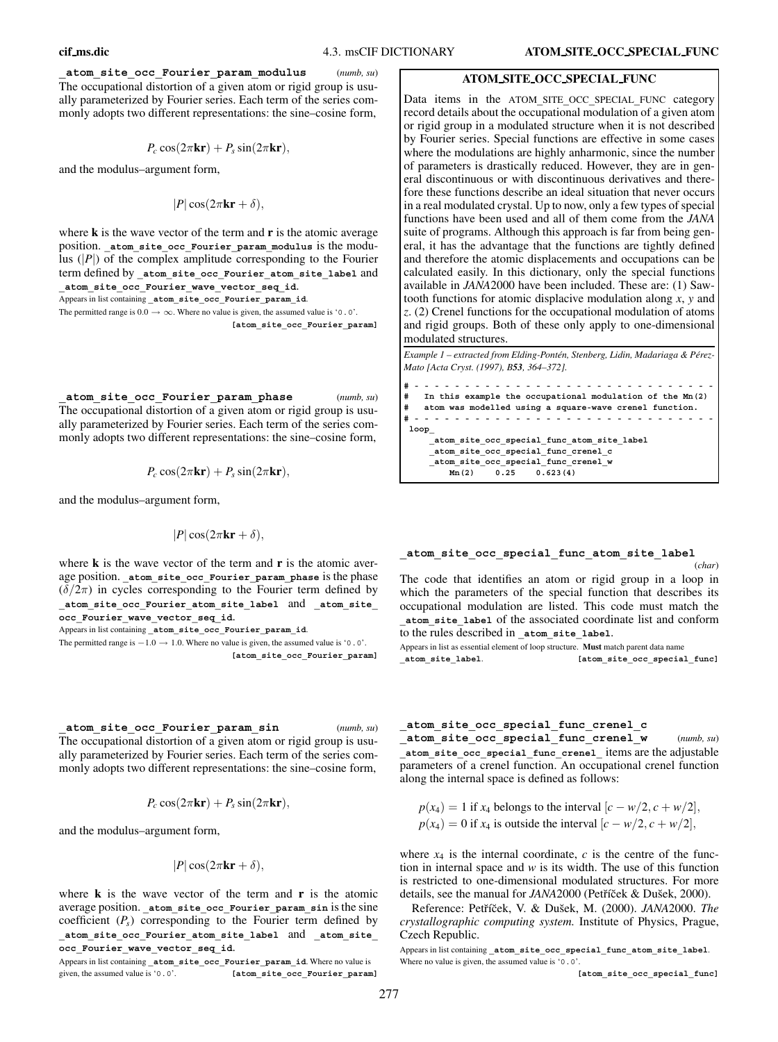**_atom_site_occ_Fourier_param_modulus** (*numb, su*)

The occupational distortion of a given atom or rigid group is usually parameterized by Fourier series. Each term of the series commonly adopts two different representations: the sine–cosine form,

$$P_c \cos(2\pi \mathbf{kr}) + P_s \sin(2\pi \mathbf{kr}),$$

and the modulus–argument form,

$$|P| \cos(2\pi \mathbf{kr} + \delta),$$

where $\mathbf{k}$ is the wave vector of the term and $\mathbf{r}$ is the atomic average position. **_atom_site_occ_Fourier_param_modulus** is the modulus ($|P|$) of the complex amplitude corresponding to the Fourier term defined by **_atom_site_occ_Fourier_atom_site_label** and **_atom_site_occ_Fourier_wave_vector_seq_id**.

Appears in list containing **_atom_site_occ_Fourier_param_id**.
The permitted range is $0.0 \rightarrow \infty$. Where no value is given, the assumed value is '0.0'.
**[atom_site_occ_Fourier_param]**

**_atom_site_occ_Fourier_param_phase** (*numb, su*)

The occupational distortion of a given atom or rigid group is usually parameterized by Fourier series. Each term of the series commonly adopts two different representations: the sine–cosine form,

$$P_c \cos(2\pi \mathbf{kr}) + P_s \sin(2\pi \mathbf{kr}),$$

and the modulus–argument form,

$$|P| \cos(2\pi \mathbf{kr} + \delta),$$

where $\mathbf{k}$ is the wave vector of the term and $\mathbf{r}$ is the atomic average position. **_atom_site_occ_Fourier_param_phase** is the phase ($\delta/2\pi$) in cycles corresponding to the Fourier term defined by **_atom_site_occ_Fourier_atom_site_label** and **_atom_site_occ_Fourier_wave_vector_seq_id**.

Appears in list containing **_atom_site_occ_Fourier_param_id**.
The permitted range is $-1.0 \rightarrow 1.0$. Where no value is given, the assumed value is '0.0'.
**[atom_site_occ_Fourier_param]**

**_atom_site_occ_Fourier_param_sin** (*numb, su*)

The occupational distortion of a given atom or rigid group is usually parameterized by Fourier series. Each term of the series commonly adopts two different representations: the sine–cosine form,

$$P_c \cos(2\pi \mathbf{kr}) + P_s \sin(2\pi \mathbf{kr}),$$

and the modulus–argument form,

$$|P| \cos(2\pi \mathbf{kr} + \delta),$$

where $\mathbf{k}$ is the wave vector of the term and $\mathbf{r}$ is the atomic average position. **_atom_site_occ_Fourier_param_sin** is the sine coefficient ($P_s$) corresponding to the Fourier term defined by **_atom_site_occ_Fourier_atom_site_label** and **_atom_site_occ_Fourier_wave_vector_seq_id**.

Appears in list containing **_atom_site_occ_Fourier_param_id**. Where no value is given, the assumed value is '0.0'.
**[atom_site_occ_Fourier_param]**

## ATOM_SITE_OCC_SPECIAL_FUNC

Data items in the ATOM_SITE_OCC_SPECIAL_FUNC category record details about the occupational modulation of a given atom or rigid group in a modulated structure when it is not described by Fourier series. Special functions are effective in some cases where the modulations are highly anharmonic, since the number of parameters is drastically reduced. However, they are in general discontinuous or with discontinuous derivatives and therefore these functions describe an ideal situation that never occurs in a real modulated crystal. Up to now, only a few types of special functions have been used and all of them come from the *JANA* suite of programs. Although this approach is far from being general, it has the advantage that the functions are tightly defined and therefore the atomic displacements and occupations can be calculated easily. In this dictionary, only the special functions available in *JANA*2000 have been included. These are: (1) Sawtooth functions for atomic displacive modulation along *x*, *y* and *z*. (2) Crenel functions for the occupational modulation of atoms and rigid groups. Both of these only apply to one-dimensional modulated structures.

*Example 1 – extracted from Elding-Pontén, Stenberg, Lidin, Madariaga & Pérez-Mato [Acta Cryst. (1997), B53, 364–372].*

```
# - - - - - - - - - - - - - - - - - - - - - - - - - - - - - - - -
#   In this example the occupational modulation of the Mn(2)
#   atom was modelled using a square-wave crenel function.
# - - - - - - - - - - - - - - - - - - - - - - - - - - - - - - - -
 loop_
     _atom_site_occ_special_func_atom_site_label
     _atom_site_occ_special_func_crenel_c
     _atom_site_occ_special_func_crenel_w
        Mn(2)    0.25    0.623(4)
```

**_atom_site_occ_special_func_atom_site_label** (*char*)

The code that identifies an atom or rigid group in a loop in which the parameters of the special function that describes its occupational modulation are listed. This code must match the **_atom_site_label** of the associated coordinate list and conform to the rules described in **_atom_site_label**.

Appears in list as essential element of loop structure. **Must** match parent data name **_atom_site_label**. **[atom_site_occ_special_func]**

**_atom_site_occ_special_func_crenel_c**
**_atom_site_occ_special_func_crenel_w** (*numb, su*)

**_atom_site_occ_special_func_crenel_** items are the adjustable parameters of a crenel function. An occupational crenel function along the internal space is defined as follows:

$p(x_4) = 1$ if $x_4$ belongs to the interval $[c - w/2, c + w/2]$,
$p(x_4) = 0$ if $x_4$ is outside the interval $[c - w/2, c + w/2]$,

where $x_4$ is the internal coordinate, $c$ is the centre of the function in internal space and $w$ is its width. The use of this function is restricted to one-dimensional modulated structures. For more details, see the manual for *JANA*2000 (Petříček & Dušek, 2000).

Reference: Petříček, V. & Dušek, M. (2000). *JANA*2000. *The crystallographic computing system.* Institute of Physics, Prague, Czech Republic.

Appears in list containing **_atom_site_occ_special_func_atom_site_label**. Where no value is given, the assumed value is '0.0'.
**[atom_site_occ_special_func]**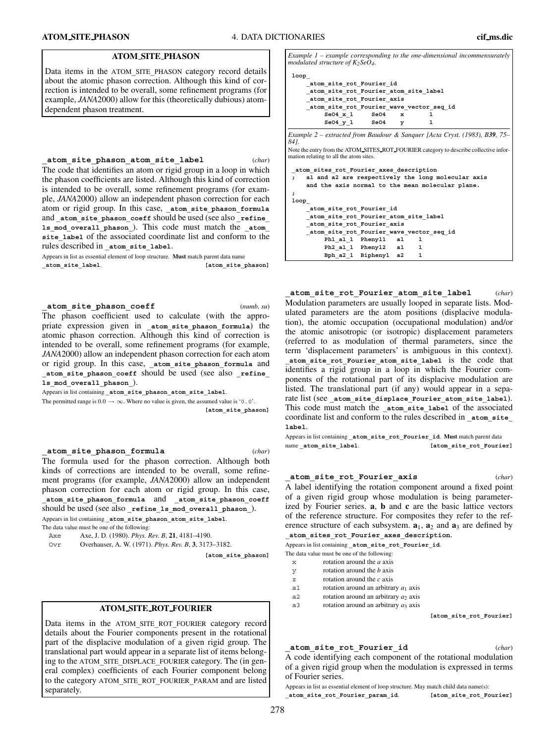## ATOM_SITE_PHASON

Data items in the ATOM_SITE_PHASON category record details about the atomic phason correction. Although this kind of correction is intended to be overall, some refinement programs (for example, *JANA*2000) allow for this (theoretically dubious) atom-dependent phason treatment.

**`_atom_site_phason_atom_site_label`** (*char*)

The code that identifies an atom or rigid group in a loop in which the phason coefficients are listed. Although this kind of correction is intended to be overall, some refinement programs (for example, *JANA*2000) allow an independent phason correction for each atom or rigid group. In this case, `_atom_site_phason_formula` and `_atom_site_phason_coeff` should be used (see also `_refine_ls_mod_overall_phason_`). This code must match the `_atom_site_label` of the associated coordinate list and conform to the rules described in `_atom_site_label`.

Appears in list as essential element of loop structure. **Must** match parent data name `_atom_site_label`. **[atom_site_phason]**

**`_atom_site_phason_coeff`** (*numb, su*)

The phason coefficient used to calculate (with the appropriate expression given in `_atom_site_phason_formula`) the atomic phason correction. Although this kind of correction is intended to be overall, some refinement programs (for example, *JANA*2000) allow an independent phason correction for each atom or rigid group. In this case, `_atom_site_phason_formula` and `_atom_site_phason_coeff` should be used (see also `_refine_ls_mod_overall_phason_`).

Appears in list containing `_atom_site_phason_atom_site_label`.
The permitted range is $0.0 \rightarrow \infty$. Where no value is given, the assumed value is '0.0'. **[atom_site_phason]**

**`_atom_site_phason_formula`** (*char*)

The formula used for the phason correction. Although both kinds of corrections are intended to be overall, some refinement programs (for example, *JANA*2000) allow an independent phason correction for each atom or rigid group. In this case, `_atom_site_phason_formula` and `_atom_site_phason_coeff` should be used (see also `_refine_ls_mod_overall_phason_`).

Appears in list containing `_atom_site_phason_atom_site_label`.
The data value must be one of the following:

| | |
|---|---|
| Axe | Axe, J. D. (1980). *Phys. Rev. B*, **21**, 4181–4190. |
| Ovr | Overhauser, A. W. (1971). *Phys. Rev. B*, **3**, 3173–3182. |

**[atom_site_phason]**

## ATOM_SITE_ROT_FOURIER

Data items in the ATOM_SITE_ROT_FOURIER category record details about the Fourier components present in the rotational part of the displacive modulation of a given rigid group. The translational part would appear in a separate list of items belonging to the ATOM_SITE_DISPLACE_FOURIER category. The (in general complex) coefficients of each Fourier component belong to the category ATOM_SITE_ROT_FOURIER_PARAM and are listed separately.

*Example 1 – example corresponding to the one-dimensional incommensurately modulated structure of $K_2SeO_4$.*

```
loop_
    _atom_site_rot_Fourier_id
    _atom_site_rot_Fourier_atom_site_label
    _atom_site_rot_Fourier_axis
    _atom_site_rot_Fourier_wave_vector_seq_id
         SeO4_x_1     SeO4    x       1
         SeO4_y_1     SeO4    y       1
```

*Example 2 – extracted from Baudour & Sanquer [Acta Cryst. (1983), **B39**, 75–84].*

Note the entry from the ATOM_SITES_ROT_FOURIER category to describe collective information relating to all the atom sites.

```
 _atom_sites_rot_Fourier_axes_description
;   a1 and a2 are respectively the long molecular axis
    and the axis normal to the mean molecular plane.
;
loop_
    _atom_site_rot_Fourier_id
    _atom_site_rot_Fourier_atom_site_label
    _atom_site_rot_Fourier_axis
    _atom_site_rot_Fourier_wave_vector_seq_id
         Ph1_a1_1  Phenyl1   a1     1
         Ph2_a1_1  Phenyl2   a1     1
         Bph_a2_1  Biphenyl  a2     1
```

**`_atom_site_rot_Fourier_atom_site_label`** (*char*)

Modulation parameters are usually looped in separate lists. Modulated parameters are the atom positions (displacive modulation), the atomic occupation (occupational modulation) and/or the atomic anisotropic (or isotropic) displacement parameters (referred to as modulation of thermal parameters, since the term 'displacement parameters' is ambiguous in this context). `_atom_site_rot_Fourier_atom_site_label` is the code that identifies a rigid group in a loop in which the Fourier components of the rotational part of its displacive modulation are listed. The translational part (if any) would appear in a separate list (see `_atom_site_displace_Fourier_atom_site_label`). This code must match the `_atom_site_label` of the associated coordinate list and conform to the rules described in `_atom_site_label`.

Appears in list containing `_atom_site_rot_Fourier_id`. **Must** match parent data name `_atom_site_label`. **[atom_site_rot_Fourier]**

**`_atom_site_rot_Fourier_axis`** (*char*)

A label identifying the rotation component around a fixed point of a given rigid group whose modulation is being parameterized by Fourier series. **a**, **b** and **c** are the basic lattice vectors of the reference structure. For composites they refer to the reference structure of each subsystem. $\mathbf{a}_1$, $\mathbf{a}_2$ and $\mathbf{a}_3$ are defined by `_atom_sites_rot_Fourier_axes_description`.

Appears in list containing `_atom_site_rot_Fourier_id`.
The data value must be one of the following:

| | |
|---|---|
| x | rotation around the *a* axis |
| y | rotation around the *b* axis |
| z | rotation around the *c* axis |
| a1 | rotation around an arbitrary $a_1$ axis |
| a2 | rotation around an arbitrary $a_2$ axis |
| a3 | rotation around an arbitrary $a_3$ axis |

**[atom_site_rot_Fourier]**

**`_atom_site_rot_Fourier_id`** (*char*)

A code identifying each component of the rotational modulation of a given rigid group when the modulation is expressed in terms of Fourier series.

Appears in list as essential element of loop structure. May match child data name(s): `_atom_site_rot_Fourier_param_id`. **[atom_site_rot_Fourier]**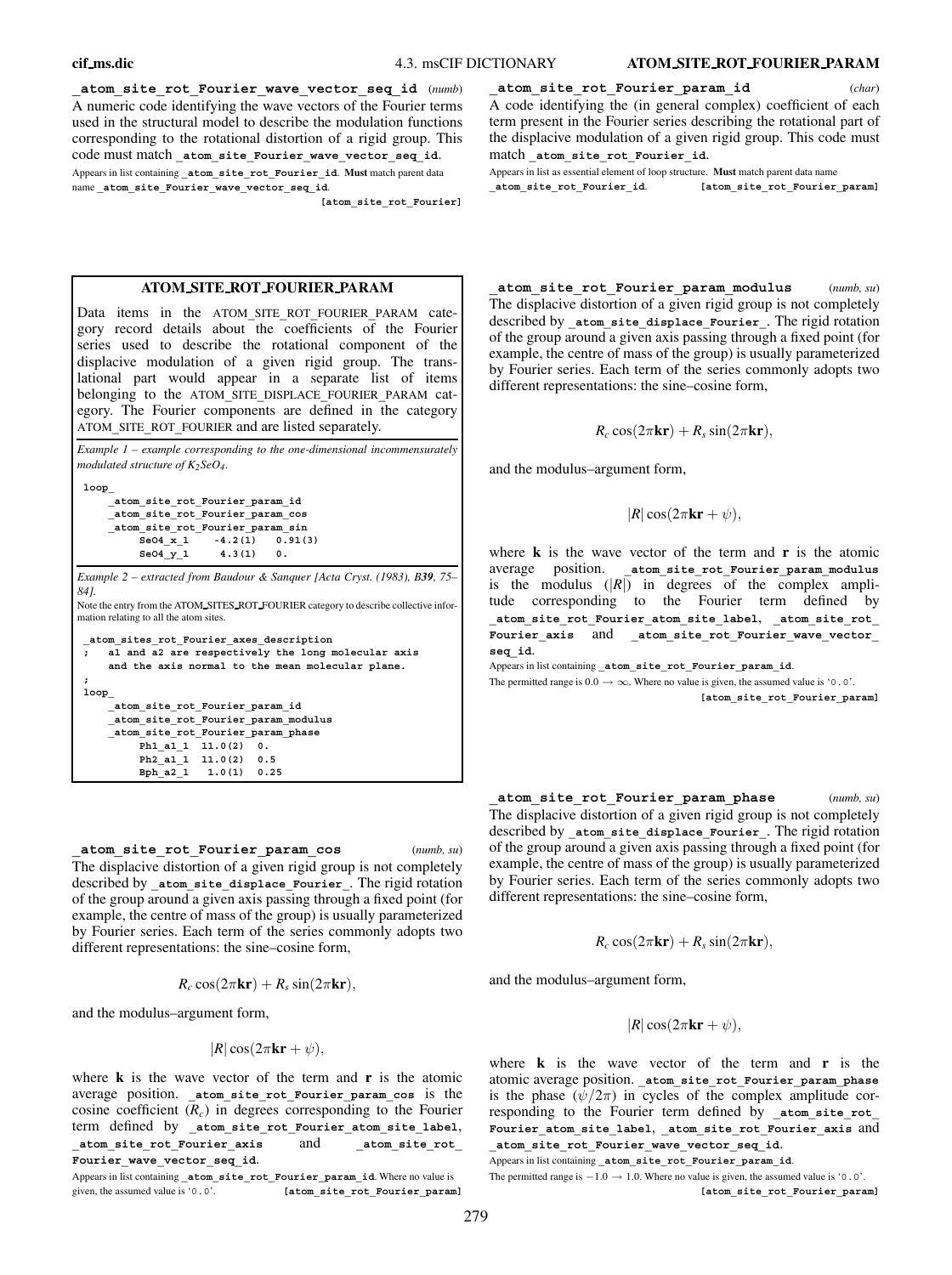**_atom_site_rot_Fourier_wave_vector_seq_id** (*numb*)
A numeric code identifying the wave vectors of the Fourier terms used in the structural model to describe the modulation functions corresponding to the rotational distortion of a rigid group. This code must match **_atom_site_Fourier_wave_vector_seq_id**.

Appears in list containing **_atom_site_rot_Fourier_id**. **Must** match parent data name **_atom_site_Fourier_wave_vector_seq_id**.
**[atom_site_rot_Fourier]**

## ATOM_SITE_ROT_FOURIER_PARAM

Data items in the ATOM_SITE_ROT_FOURIER_PARAM category record details about the coefficients of the Fourier series used to describe the rotational component of the displacive modulation of a given rigid group. The translational part would appear in a separate list of items belonging to the ATOM_SITE_DISPLACE_FOURIER_PARAM category. The Fourier components are defined in the category ATOM_SITE_ROT_FOURIER and are listed separately.

*Example 1 – example corresponding to the one-dimensional incommensurately modulated structure of $K_2SeO_4$.*

```
loop_
    _atom_site_rot_Fourier_param_id
    _atom_site_rot_Fourier_param_cos
    _atom_site_rot_Fourier_param_sin
         SeO4_x_1    -4.2(1)   0.91(3)
         SeO4_y_1     4.3(1)   0.
```

*Example 2 – extracted from Baudour & Sanquer [Acta Cryst. (1983), **B39**, 75–84].*

Note the entry from the ATOM_SITES_ROT_FOURIER category to describe collective information relating to all the atom sites.

```
_atom_sites_rot_Fourier_axes_description
;   a1 and a2 are respectively the long molecular axis
    and the axis normal to the mean molecular plane.
;
loop_
    _atom_site_rot_Fourier_param_id
    _atom_site_rot_Fourier_param_modulus
    _atom_site_rot_Fourier_param_phase
         Ph1_a1_1  11.0(2)  0.
         Ph2_a1_1  11.0(2)  0.5
         Bph_a2_1   1.0(1)  0.25
```

**_atom_site_rot_Fourier_param_cos** (*numb, su*)
The displacive distortion of a given rigid group is not completely described by **_atom_site_displace_Fourier_**. The rigid rotation of the group around a given axis passing through a fixed point (for example, the centre of mass of the group) is usually parameterized by Fourier series. Each term of the series commonly adopts two different representations: the sine–cosine form,

$$R_c \cos(2\pi \mathbf{k}\mathbf{r}) + R_s \sin(2\pi \mathbf{k}\mathbf{r}),$$

and the modulus–argument form,

$$|R| \cos(2\pi \mathbf{k}\mathbf{r} + \psi),$$

where $\mathbf{k}$ is the wave vector of the term and $\mathbf{r}$ is the atomic average position. **_atom_site_rot_Fourier_param_cos** is the cosine coefficient ($R_c$) in degrees corresponding to the Fourier term defined by **_atom_site_rot_Fourier_atom_site_label**, **_atom_site_rot_Fourier_axis** and **_atom_site_rot_Fourier_wave_vector_seq_id**.

Appears in list containing **_atom_site_rot_Fourier_param_id**. Where no value is given, the assumed value is '0.0'.
**[atom_site_rot_Fourier_param]**

**_atom_site_rot_Fourier_param_id** (*char*)
A code identifying the (in general complex) coefficient of each term present in the Fourier series describing the rotational part of the displacive modulation of a given rigid group. This code must match **_atom_site_rot_Fourier_id**.

Appears in list as essential element of loop structure. **Must** match parent data name **_atom_site_rot_Fourier_id**.
**[atom_site_rot_Fourier_param]**

**_atom_site_rot_Fourier_param_modulus** (*numb, su*)
The displacive distortion of a given rigid group is not completely described by **_atom_site_displace_Fourier_**. The rigid rotation of the group around a given axis passing through a fixed point (for example, the centre of mass of the group) is usually parameterized by Fourier series. Each term of the series commonly adopts two different representations: the sine–cosine form,

$$R_c \cos(2\pi \mathbf{k}\mathbf{r}) + R_s \sin(2\pi \mathbf{k}\mathbf{r}),$$

and the modulus–argument form,

$$|R| \cos(2\pi \mathbf{k}\mathbf{r} + \psi),$$

where $\mathbf{k}$ is the wave vector of the term and $\mathbf{r}$ is the atomic average position. **_atom_site_rot_Fourier_param_modulus** is the modulus ($|R|$) in degrees of the complex amplitude corresponding to the Fourier term defined by **_atom_site_rot_Fourier_atom_site_label**, **_atom_site_rot_Fourier_axis** and **_atom_site_rot_Fourier_wave_vector_seq_id**.

Appears in list containing **_atom_site_rot_Fourier_param_id**.
The permitted range is $0.0 \rightarrow \infty$. Where no value is given, the assumed value is '0.0'.
**[atom_site_rot_Fourier_param]**

**_atom_site_rot_Fourier_param_phase** (*numb, su*)
The displacive distortion of a given rigid group is not completely described by **_atom_site_displace_Fourier_**. The rigid rotation of the group around a given axis passing through a fixed point (for example, the centre of mass of the group) is usually parameterized by Fourier series. Each term of the series commonly adopts two different representations: the sine–cosine form,

$$R_c \cos(2\pi \mathbf{k}\mathbf{r}) + R_s \sin(2\pi \mathbf{k}\mathbf{r}),$$

and the modulus–argument form,

$$|R| \cos(2\pi \mathbf{k}\mathbf{r} + \psi),$$

where $\mathbf{k}$ is the wave vector of the term and $\mathbf{r}$ is the atomic average position. **_atom_site_rot_Fourier_param_phase** is the phase ($\psi/2\pi$) in cycles of the complex amplitude corresponding to the Fourier term defined by **_atom_site_rot_Fourier_atom_site_label**, **_atom_site_rot_Fourier_axis** and **_atom_site_rot_Fourier_wave_vector_seq_id**.

Appears in list containing **_atom_site_rot_Fourier_param_id**.
The permitted range is $-1.0 \rightarrow 1.0$. Where no value is given, the assumed value is '0.0'.
**[atom_site_rot_Fourier_param]**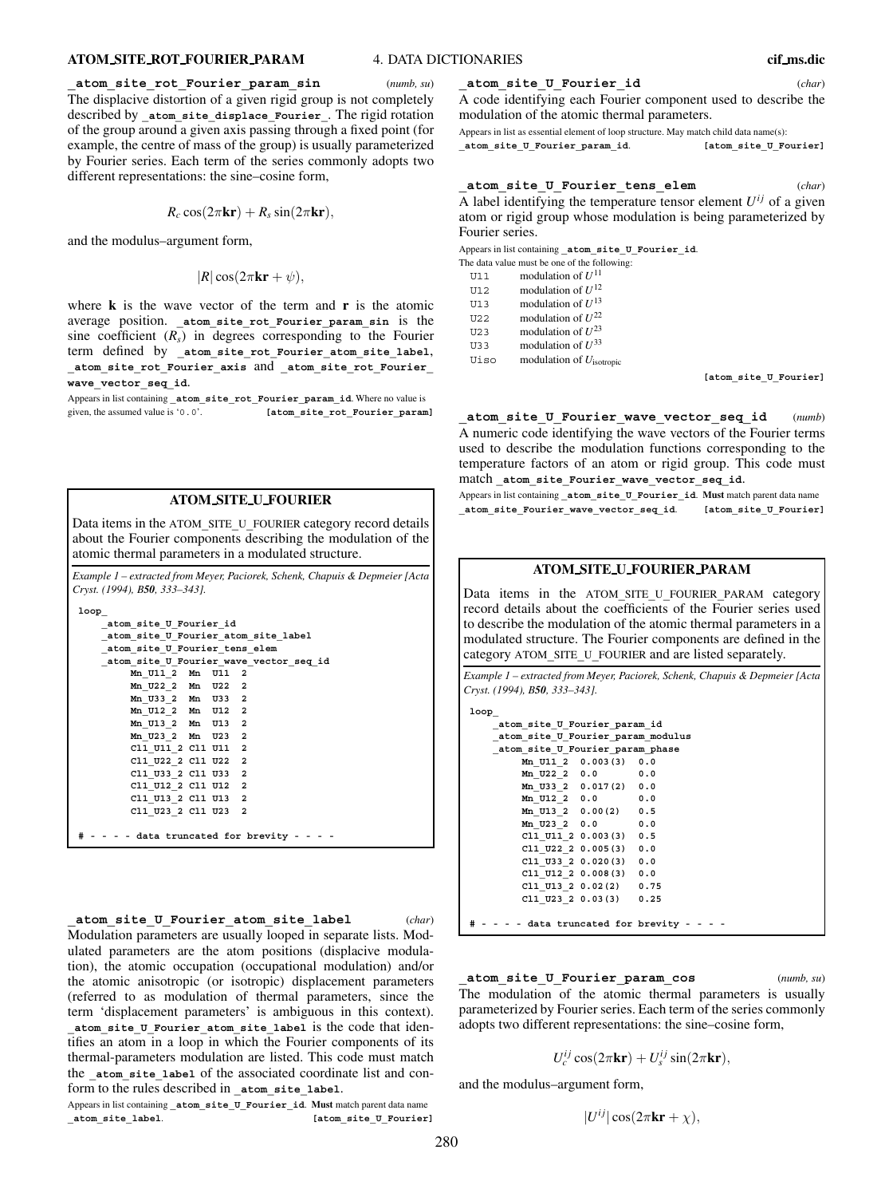**_atom_site_rot_Fourier_param_sin** (*numb, su*)

The displacive distortion of a given rigid group is not completely described by `_atom_site_displace_Fourier_`. The rigid rotation of the group around a given axis passing through a fixed point (for example, the centre of mass of the group) is usually parameterized by Fourier series. Each term of the series commonly adopts two different representations: the sine–cosine form,

$$R_c \cos(2\pi\mathbf{kr}) + R_s \sin(2\pi\mathbf{kr}),$$

and the modulus–argument form,

$$|R| \cos(2\pi\mathbf{kr} + \psi),$$

where **k** is the wave vector of the term and **r** is the atomic average position. `_atom_site_rot_Fourier_param_sin` is the sine coefficient ($R_s$) in degrees corresponding to the Fourier term defined by `_atom_site_rot_Fourier_atom_site_label`, `_atom_site_rot_Fourier_axis` and `_atom_site_rot_Fourier_wave_vector_seq_id`.

Appears in list containing `_atom_site_rot_Fourier_param_id`. Where no value is given, the assumed value is '0.0'. [atom_site_rot_Fourier_param]

## ATOM_SITE_U_FOURIER

Data items in the ATOM_SITE_U_FOURIER category record details about the Fourier components describing the modulation of the atomic thermal parameters in a modulated structure.

*Example 1 – extracted from Meyer, Paciorek, Schenk, Chapuis & Depmeier [Acta Cryst. (1994), B50, 333–343].*

```
loop_
    _atom_site_U_Fourier_id
    _atom_site_U_Fourier_atom_site_label
    _atom_site_U_Fourier_tens_elem
    _atom_site_U_Fourier_wave_vector_seq_id
         Mn_U11_2  Mn  U11  2
         Mn_U22_2  Mn  U22  2
         Mn_U33_2  Mn  U33  2
         Mn_U12_2  Mn  U12  2
         Mn_U13_2  Mn  U13  2
         Mn_U23_2  Mn  U23  2
         Cl1_U11_2 Cl1 U11  2
         Cl1_U22_2 Cl1 U22  2
         Cl1_U33_2 Cl1 U33  2
         Cl1_U12_2 Cl1 U12  2
         Cl1_U13_2 Cl1 U13  2
         Cl1_U23_2 Cl1 U23  2

# - - - - data truncated for brevity - - - -
```

**_atom_site_U_Fourier_atom_site_label** (*char*)

Modulation parameters are usually looped in separate lists. Modulated parameters are the atom positions (displacive modulation), the atomic occupation (occupational modulation) and/or the atomic anisotropic (or isotropic) displacement parameters (referred to as modulation of thermal parameters, since the term 'displacement parameters' is ambiguous in this context). `_atom_site_U_Fourier_atom_site_label` is the code that identifies an atom in a loop in which the Fourier components of its thermal-parameters modulation are listed. This code must match the `_atom_site_label` of the associated coordinate list and conform to the rules described in `_atom_site_label`.

Appears in list containing `_atom_site_U_Fourier_id`. **Must** match parent data name `_atom_site_label`. [atom_site_U_Fourier]

**_atom_site_U_Fourier_id** (*char*)

A code identifying each Fourier component used to describe the modulation of the atomic thermal parameters.

Appears in list as essential element of loop structure. May match child data name(s): `_atom_site_U_Fourier_param_id`. [atom_site_U_Fourier]

**_atom_site_U_Fourier_tens_elem** (*char*)

A label identifying the temperature tensor element $U^{ij}$ of a given atom or rigid group whose modulation is being parameterized by Fourier series.

Appears in list containing `_atom_site_U_Fourier_id`.

The data value must be one of the following:

| | |
|---|---|
| U11 | modulation of $U^{11}$ |
| U12 | modulation of $U^{12}$ |
| U13 | modulation of $U^{13}$ |
| U22 | modulation of $U^{22}$ |
| U23 | modulation of $U^{23}$ |
| U33 | modulation of $U^{33}$ |
| Uiso | modulation of $U_{\rm isotropic}$ |

[atom_site_U_Fourier]

**_atom_site_U_Fourier_wave_vector_seq_id** (*numb*)

A numeric code identifying the wave vectors of the Fourier terms used to describe the modulation functions corresponding to the temperature factors of an atom or rigid group. This code must match `_atom_site_Fourier_wave_vector_seq_id`.

Appears in list containing `_atom_site_U_Fourier_id`. **Must** match parent data name `_atom_site_Fourier_wave_vector_seq_id`. [atom_site_U_Fourier]

## ATOM_SITE_U_FOURIER_PARAM

Data items in the ATOM_SITE_U_FOURIER_PARAM category record details about the coefficients of the Fourier series used to describe the modulation of the atomic thermal parameters in a modulated structure. The Fourier components are defined in the category ATOM_SITE_U_FOURIER and are listed separately.

*Example 1 – extracted from Meyer, Paciorek, Schenk, Chapuis & Depmeier [Acta Cryst. (1994), B50, 333–343].*

```
loop_
    _atom_site_U_Fourier_param_id
    _atom_site_U_Fourier_param_modulus
    _atom_site_U_Fourier_param_phase
         Mn_U11_2  0.003(3)  0.0
         Mn_U22_2  0.0       0.0
         Mn_U33_2  0.017(2)  0.0
         Mn_U12_2  0.0       0.0
         Mn_U13_2  0.00(2)   0.5
         Mn_U23_2  0.0       0.0
         Cl1_U11_2 0.003(3)  0.5
         Cl1_U22_2 0.005(3)  0.0
         Cl1_U33_2 0.020(3)  0.0
         Cl1_U12_2 0.008(3)  0.0
         Cl1_U13_2 0.02(2)   0.75
         Cl1_U23_2 0.03(3)   0.25

# - - - - data truncated for brevity - - - -
```

**_atom_site_U_Fourier_param_cos** (*numb, su*)

The modulation of the atomic thermal parameters is usually parameterized by Fourier series. Each term of the series commonly adopts two different representations: the sine–cosine form,

$$U^{ij}_c \cos(2\pi\mathbf{kr}) + U^{ij}_s \sin(2\pi\mathbf{kr}),$$

and the modulus–argument form,

$$|U^{ij}| \cos(2\pi\mathbf{kr} + \chi),$$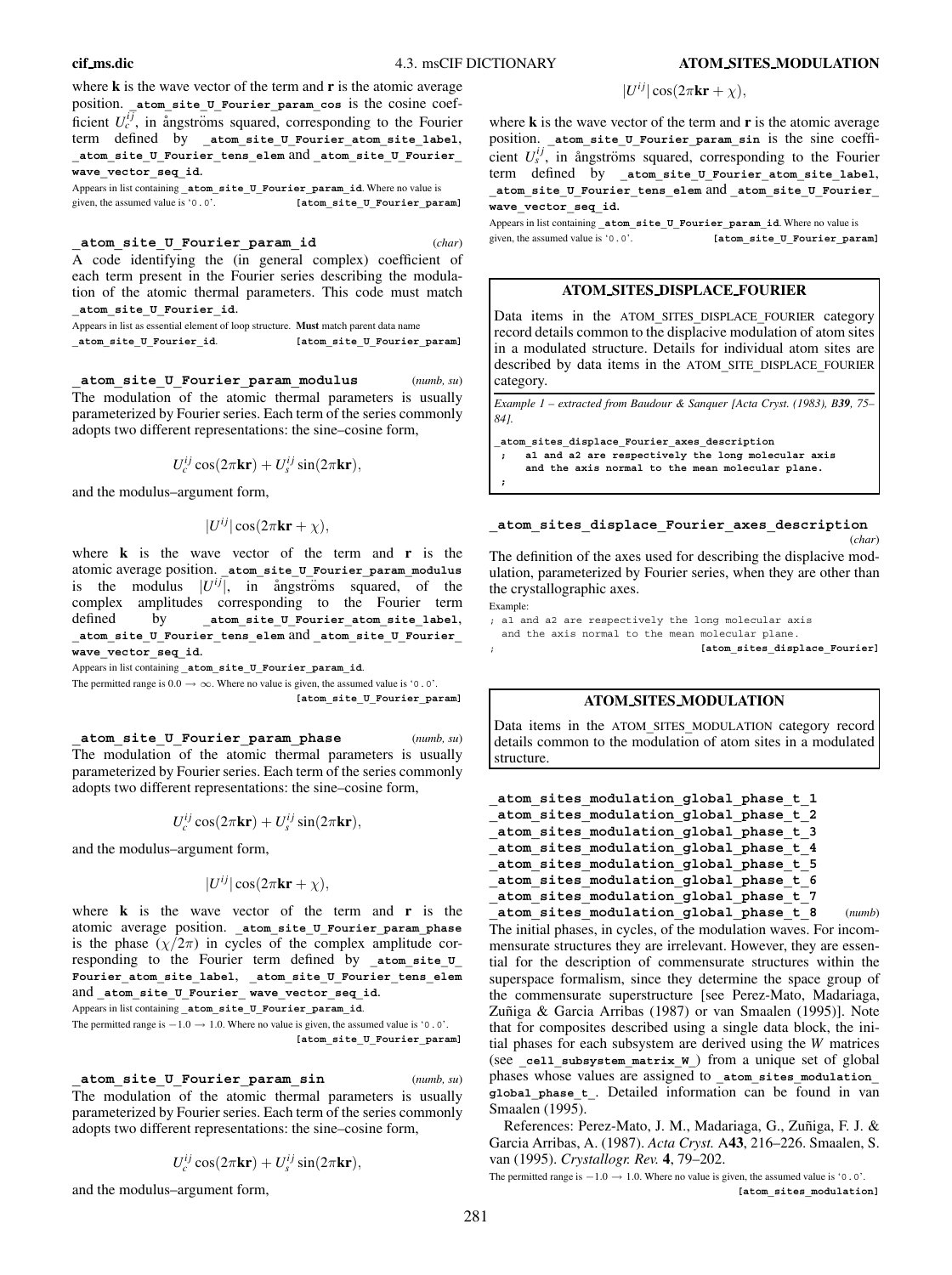where **k** is the wave vector of the term and **r** is the atomic average position. **_atom_site_U_Fourier_param_cos** is the cosine coefficient $U_c^{ij}$, in ångströms squared, corresponding to the Fourier term defined by **_atom_site_U_Fourier_atom_site_label**, **_atom_site_U_Fourier_tens_elem** and **_atom_site_U_Fourier_wave_vector_seq_id**.

Appears in list containing **_atom_site_U_Fourier_param_id**. Where no value is given, the assumed value is '0.0'. **[atom_site_U_Fourier_param]**

**_atom_site_U_Fourier_param_id** (*char*)

A code identifying the (in general complex) coefficient of each term present in the Fourier series describing the modulation of the atomic thermal parameters. This code must match **_atom_site_U_Fourier_id**.

Appears in list as essential element of loop structure. **Must** match parent data name **_atom_site_U_Fourier_id**. **[atom_site_U_Fourier_param]**

**_atom_site_U_Fourier_param_modulus** (*numb, su*)

The modulation of the atomic thermal parameters is usually parameterized by Fourier series. Each term of the series commonly adopts two different representations: the sine–cosine form,

$$U_c^{ij}\cos(2\pi\mathbf{kr}) + U_s^{ij}\sin(2\pi\mathbf{kr}),$$

and the modulus–argument form,

$$|U^{ij}|\cos(2\pi\mathbf{kr} + \chi),$$

where **k** is the wave vector of the term and **r** is the atomic average position. **_atom_site_U_Fourier_param_modulus** is the modulus $|U^{ij}|$, in ångströms squared, of the complex amplitudes corresponding to the Fourier term defined by **_atom_site_U_Fourier_atom_site_label**, **_atom_site_U_Fourier_tens_elem** and **_atom_site_U_Fourier_wave_vector_seq_id**.

Appears in list containing **_atom_site_U_Fourier_param_id**.
The permitted range is $0.0 \rightarrow \infty$. Where no value is given, the assumed value is '0.0'. **[atom_site_U_Fourier_param]**

**_atom_site_U_Fourier_param_phase** (*numb, su*)

The modulation of the atomic thermal parameters is usually parameterized by Fourier series. Each term of the series commonly adopts two different representations: the sine–cosine form,

$$U_c^{ij}\cos(2\pi\mathbf{kr}) + U_s^{ij}\sin(2\pi\mathbf{kr}),$$

and the modulus–argument form,

$$|U^{ij}|\cos(2\pi\mathbf{kr} + \chi),$$

where **k** is the wave vector of the term and **r** is the atomic average position. **_atom_site_U_Fourier_param_phase** is the phase ($\chi/2\pi$) in cycles of the complex amplitude corresponding to the Fourier term defined by **_atom_site_U_Fourier_atom_site_label**, **_atom_site_U_Fourier_tens_elem** and **_atom_site_U_Fourier_wave_vector_seq_id**.

Appears in list containing **_atom_site_U_Fourier_param_id**.
The permitted range is $-1.0 \rightarrow 1.0$. Where no value is given, the assumed value is '0.0'. **[atom_site_U_Fourier_param]**

**_atom_site_U_Fourier_param_sin** (*numb, su*)

The modulation of the atomic thermal parameters is usually parameterized by Fourier series. Each term of the series commonly adopts two different representations: the sine–cosine form,

$$U_c^{ij}\cos(2\pi\mathbf{kr}) + U_s^{ij}\sin(2\pi\mathbf{kr}),$$

and the modulus–argument form,

$$|U^{ij}|\cos(2\pi\mathbf{kr} + \chi),$$

where **k** is the wave vector of the term and **r** is the atomic average position. **_atom_site_U_Fourier_param_sin** is the sine coefficient $U_s^{ij}$, in ångströms squared, corresponding to the Fourier term defined by **_atom_site_U_Fourier_atom_site_label**, **_atom_site_U_Fourier_tens_elem** and **_atom_site_U_Fourier_wave_vector_seq_id**.

Appears in list containing **_atom_site_U_Fourier_param_id**. Where no value is given, the assumed value is '0.0'. **[atom_site_U_Fourier_param]**

## ATOM_SITES_DISPLACE_FOURIER

Data items in the ATOM_SITES_DISPLACE_FOURIER category record details common to the displacive modulation of atom sites in a modulated structure. Details for individual atom sites are described by data items in the ATOM_SITE_DISPLACE_FOURIER category.

*Example 1 – extracted from Baudour & Sanquer [Acta Cryst. (1983), B39, 75–84].*

```
_atom_sites_displace_Fourier_axes_description
 ;   a1 and a2 are respectively the long molecular axis
     and the axis normal to the mean molecular plane.
 ;
```

**_atom_sites_displace_Fourier_axes_description** (*char*)

The definition of the axes used for describing the displacive modulation, parameterized by Fourier series, when they are other than the crystallographic axes.

Example:

```
; a1 and a2 are respectively the long molecular axis
  and the axis normal to the mean molecular plane.
;
```

**[atom_sites_displace_Fourier]**

## ATOM_SITES_MODULATION

Data items in the ATOM_SITES_MODULATION category record details common to the modulation of atom sites in a modulated structure.

**_atom_sites_modulation_global_phase_t_1**
**_atom_sites_modulation_global_phase_t_2**
**_atom_sites_modulation_global_phase_t_3**
**_atom_sites_modulation_global_phase_t_4**
**_atom_sites_modulation_global_phase_t_5**
**_atom_sites_modulation_global_phase_t_6**
**_atom_sites_modulation_global_phase_t_7**
**_atom_sites_modulation_global_phase_t_8** (*numb*)

The initial phases, in cycles, of the modulation waves. For incommensurate structures they are irrelevant. However, they are essential for the description of commensurate structures within the superspace formalism, since they determine the space group of the commensurate superstructure [see Perez-Mato, Madariaga, Zuñiga & Garcia Arribas (1987) or van Smaalen (1995)]. Note that for composites described using a single data block, the initial phases for each subsystem are derived using the *W* matrices (see **_cell_subsystem_matrix_W_**) from a unique set of global phases whose values are assigned to **_atom_sites_modulation_global_phase_t_**. Detailed information can be found in van Smaalen (1995).

References: Perez-Mato, J. M., Madariaga, G., Zuñiga, F. J. & Garcia Arribas, A. (1987). *Acta Cryst.* A**43**, 216–226. Smaalen, S. van (1995). *Crystallogr. Rev.* **4**, 79–202.

The permitted range is $-1.0 \rightarrow 1.0$. Where no value is given, the assumed value is '0.0'. **[atom_sites_modulation]**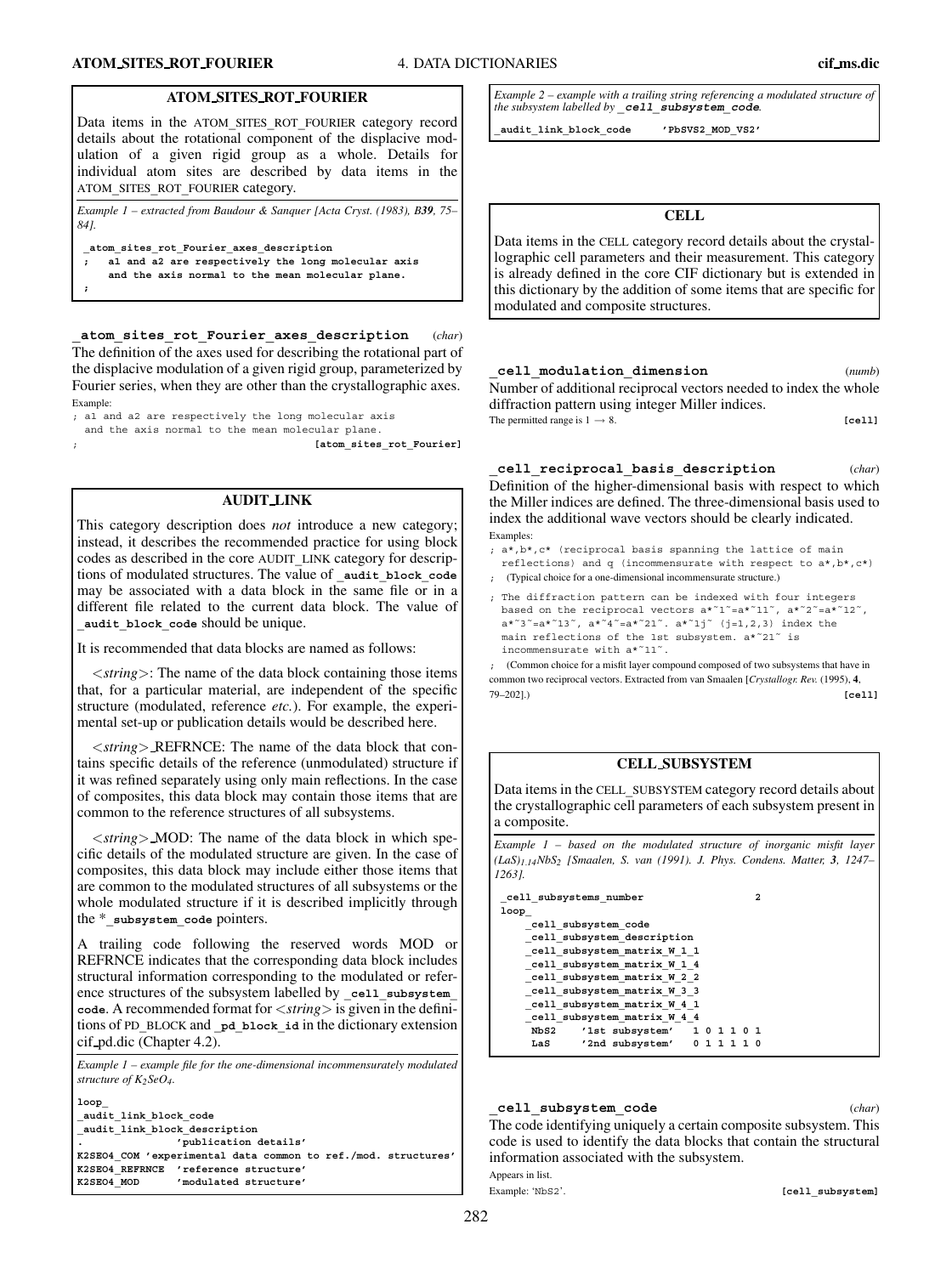## ATOM_SITES_ROT_FOURIER

Data items in the ATOM_SITES_ROT_FOURIER category record details about the rotational component of the displacive modulation of a given rigid group as a whole. Details for individual atom sites are described by data items in the ATOM_SITES_ROT_FOURIER category.

*Example 1 – extracted from Baudour & Sanquer [Acta Cryst. (1983), **B39**, 75–84].*

```
_atom_sites_rot_Fourier_axes_description
;   a1 and a2 are respectively the long molecular axis
    and the axis normal to the mean molecular plane.
;
```

**_atom_sites_rot_Fourier_axes_description** (*char*)

The definition of the axes used for describing the rotational part of the displacive modulation of a given rigid group, parameterized by Fourier series, when they are other than the crystallographic axes.

Example:

```
; a1 and a2 are respectively the long molecular axis
  and the axis normal to the mean molecular plane.
;
```

**[atom_sites_rot_Fourier]**

## AUDIT_LINK

This category description does *not* introduce a new category; instead, it describes the recommended practice for using block codes as described in the core AUDIT_LINK category for descriptions of modulated structures. The value of **_audit_block_code** may be associated with a data block in the same file or in a different file related to the current data block. The value of **_audit_block_code** should be unique.

It is recommended that data blocks are named as follows:

<*string*>: The name of the data block containing those items that, for a particular material, are independent of the specific structure (modulated, reference *etc.*). For example, the experimental set-up or publication details would be described here.

<*string*>_REFRNCE: The name of the data block that contains specific details of the reference (unmodulated) structure if it was refined separately using only main reflections. In the case of composites, this data block may contain those items that are common to the reference structures of all subsystems.

<*string*>_MOD: The name of the data block in which specific details of the modulated structure are given. In the case of composites, this data block may include either those items that are common to the modulated structures of all subsystems or the whole modulated structure if it is described implicitly through the ***_subsystem_code** pointers.

A trailing code following the reserved words MOD or REFRNCE indicates that the corresponding data block includes structural information corresponding to the modulated or reference structures of the subsystem labelled by **_cell_subsystem_code**. A recommended format for <*string*> is given in the definitions of PD_BLOCK and **_pd_block_id** in the dictionary extension cif_pd.dic (Chapter 4.2).

*Example 1 – example file for the one-dimensional incommensurately modulated structure of $K_2SeO_4$.*

```
loop_
_audit_link_block_code
_audit_link_block_description
.              'publication details'
K2SEO4_COM 'experimental data common to ref./mod. structures'
K2SEO4_REFRNCE  'reference structure'
K2SEO4_MOD      'modulated structure'
```

*Example 2 – example with a trailing string referencing a modulated structure of the subsystem labelled by **_cell_subsystem_code**.*

```
_audit_link_block_code     'PbSVS2_MOD_VS2'
```

## CELL

Data items in the CELL category record details about the crystallographic cell parameters and their measurement. This category is already defined in the core CIF dictionary but is extended in this dictionary by the addition of some items that are specific for modulated and composite structures.

**_cell_modulation_dimension** (*numb*)

Number of additional reciprocal vectors needed to index the whole diffraction pattern using integer Miller indices.

The permitted range is 1 → 8. **[cell]**

**_cell_reciprocal_basis_description** (*char*)

Definition of the higher-dimensional basis with respect to which the Miller indices are defined. The three-dimensional basis used to index the additional wave vectors should be clearly indicated.

Examples:

```
; a*,b*,c* (reciprocal basis spanning the lattice of main
  reflections) and q (incommensurate with respect to a*,b*,c*)
;
```
(Typical choice for a one-dimensional incommensurate structure.)

```
; The diffraction pattern can be indexed with four integers
  based on the reciprocal vectors a*~1~=a*~11~, a*~2~=a*~12~,
  a*~3~=a*~13~, a*~4~=a*~21~. a*~1j~ (j=1,2,3) index the
  main reflections of the 1st subsystem. a*~21~ is
  incommensurate with a*~11~.
;
```
(Common choice for a misfit layer compound composed of two subsystems that have in common two reciprocal vectors. Extracted from van Smaalen [*Crystallogr. Rev.* (1995), **4**, 79–202].) **[cell]**

## CELL_SUBSYSTEM

Data items in the CELL_SUBSYSTEM category record details about the crystallographic cell parameters of each subsystem present in a composite.

*Example 1 – based on the modulated structure of inorganic misfit layer $(LaS)_{1.14}NbS_2$ [Smaalen, S. van (1991). J. Phys. Condens. Matter, **3**, 1247–1263].*

```
_cell_subsystems_number              2
loop_
    _cell_subsystem_code
    _cell_subsystem_description
    _cell_subsystem_matrix_W_1_1
    _cell_subsystem_matrix_W_1_4
    _cell_subsystem_matrix_W_2_2
    _cell_subsystem_matrix_W_3_3
    _cell_subsystem_matrix_W_4_1
    _cell_subsystem_matrix_W_4_4
     NbS2    '1st subsystem'   1 0 1 1 0 1
     LaS     '2nd subsystem'   0 1 1 1 1 0
```

**_cell_subsystem_code** (*char*)

The code identifying uniquely a certain composite subsystem. This code is used to identify the data blocks that contain the structural information associated with the subsystem.

Appears in list.

Example: 'NbS2'. **[cell_subsystem]**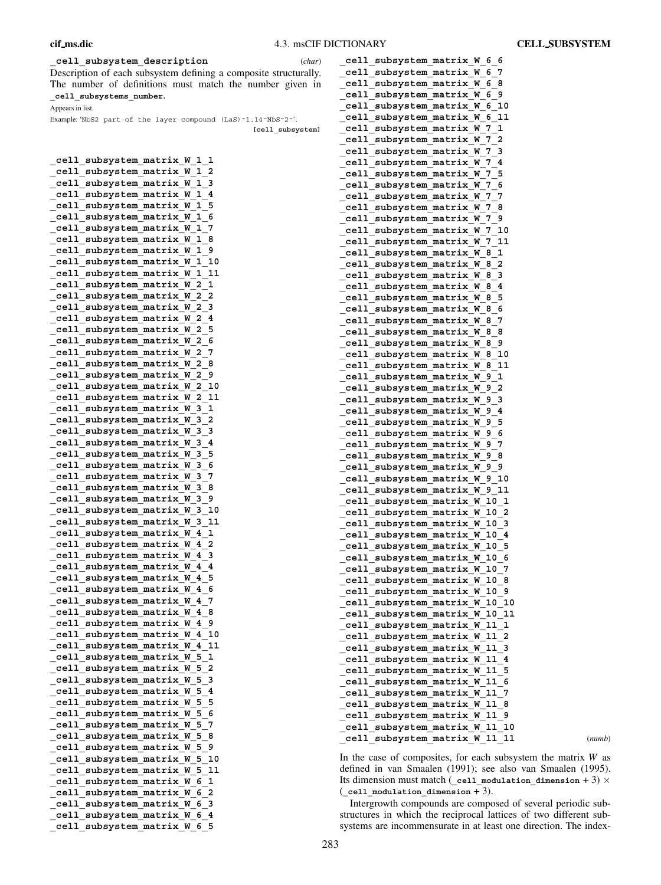**_cell_subsystem_description** (*char*)

Description of each subsystem defining a composite structurally. The number of definitions must match the number given in **_cell_subsystems_number**.

Appears in list.

Example: 'NbS2 part of the layer compound (LaS)~1.14~NbS~2~'.

**[cell_subsystem]**

**_cell_subsystem_matrix_W_1_1**
**_cell_subsystem_matrix_W_1_2**
**_cell_subsystem_matrix_W_1_3**
**_cell_subsystem_matrix_W_1_4**
**_cell_subsystem_matrix_W_1_5**
**_cell_subsystem_matrix_W_1_6**
**_cell_subsystem_matrix_W_1_7**
**_cell_subsystem_matrix_W_1_8**
**_cell_subsystem_matrix_W_1_9**
**_cell_subsystem_matrix_W_1_10**
**_cell_subsystem_matrix_W_1_11**
**_cell_subsystem_matrix_W_2_1**
**_cell_subsystem_matrix_W_2_2**
**_cell_subsystem_matrix_W_2_3**
**_cell_subsystem_matrix_W_2_4**
**_cell_subsystem_matrix_W_2_5**
**_cell_subsystem_matrix_W_2_6**
**_cell_subsystem_matrix_W_2_7**
**_cell_subsystem_matrix_W_2_8**
**_cell_subsystem_matrix_W_2_9**
**_cell_subsystem_matrix_W_2_10**
**_cell_subsystem_matrix_W_2_11**
**_cell_subsystem_matrix_W_3_1**
**_cell_subsystem_matrix_W_3_2**
**_cell_subsystem_matrix_W_3_3**
**_cell_subsystem_matrix_W_3_4**
**_cell_subsystem_matrix_W_3_5**
**_cell_subsystem_matrix_W_3_6**
**_cell_subsystem_matrix_W_3_7**
**_cell_subsystem_matrix_W_3_8**
**_cell_subsystem_matrix_W_3_9**
**_cell_subsystem_matrix_W_3_10**
**_cell_subsystem_matrix_W_3_11**
**_cell_subsystem_matrix_W_4_1**
**_cell_subsystem_matrix_W_4_2**
**_cell_subsystem_matrix_W_4_3**
**_cell_subsystem_matrix_W_4_4**
**_cell_subsystem_matrix_W_4_5**
**_cell_subsystem_matrix_W_4_6**
**_cell_subsystem_matrix_W_4_7**
**_cell_subsystem_matrix_W_4_8**
**_cell_subsystem_matrix_W_4_9**
**_cell_subsystem_matrix_W_4_10**
**_cell_subsystem_matrix_W_4_11**
**_cell_subsystem_matrix_W_5_1**
**_cell_subsystem_matrix_W_5_2**
**_cell_subsystem_matrix_W_5_3**
**_cell_subsystem_matrix_W_5_4**
**_cell_subsystem_matrix_W_5_5**
**_cell_subsystem_matrix_W_5_6**
**_cell_subsystem_matrix_W_5_7**
**_cell_subsystem_matrix_W_5_8**
**_cell_subsystem_matrix_W_5_9**
**_cell_subsystem_matrix_W_5_10**
**_cell_subsystem_matrix_W_5_11**
**_cell_subsystem_matrix_W_6_1**
**_cell_subsystem_matrix_W_6_2**
**_cell_subsystem_matrix_W_6_3**
**_cell_subsystem_matrix_W_6_4**
**_cell_subsystem_matrix_W_6_5**
**_cell_subsystem_matrix_W_6_6**
**_cell_subsystem_matrix_W_6_7**
**_cell_subsystem_matrix_W_6_8**
**_cell_subsystem_matrix_W_6_9**
**_cell_subsystem_matrix_W_6_10**
**_cell_subsystem_matrix_W_6_11**
**_cell_subsystem_matrix_W_7_1**
**_cell_subsystem_matrix_W_7_2**
**_cell_subsystem_matrix_W_7_3**
**_cell_subsystem_matrix_W_7_4**
**_cell_subsystem_matrix_W_7_5**
**_cell_subsystem_matrix_W_7_6**
**_cell_subsystem_matrix_W_7_7**
**_cell_subsystem_matrix_W_7_8**
**_cell_subsystem_matrix_W_7_9**
**_cell_subsystem_matrix_W_7_10**
**_cell_subsystem_matrix_W_7_11**
**_cell_subsystem_matrix_W_8_1**
**_cell_subsystem_matrix_W_8_2**
**_cell_subsystem_matrix_W_8_3**
**_cell_subsystem_matrix_W_8_4**
**_cell_subsystem_matrix_W_8_5**
**_cell_subsystem_matrix_W_8_6**
**_cell_subsystem_matrix_W_8_7**
**_cell_subsystem_matrix_W_8_8**
**_cell_subsystem_matrix_W_8_9**
**_cell_subsystem_matrix_W_8_10**
**_cell_subsystem_matrix_W_8_11**
**_cell_subsystem_matrix_W_9_1**
**_cell_subsystem_matrix_W_9_2**
**_cell_subsystem_matrix_W_9_3**
**_cell_subsystem_matrix_W_9_4**
**_cell_subsystem_matrix_W_9_5**
**_cell_subsystem_matrix_W_9_6**
**_cell_subsystem_matrix_W_9_7**
**_cell_subsystem_matrix_W_9_8**
**_cell_subsystem_matrix_W_9_9**
**_cell_subsystem_matrix_W_9_10**
**_cell_subsystem_matrix_W_9_11**
**_cell_subsystem_matrix_W_10_1**
**_cell_subsystem_matrix_W_10_2**
**_cell_subsystem_matrix_W_10_3**
**_cell_subsystem_matrix_W_10_4**
**_cell_subsystem_matrix_W_10_5**
**_cell_subsystem_matrix_W_10_6**
**_cell_subsystem_matrix_W_10_7**
**_cell_subsystem_matrix_W_10_8**
**_cell_subsystem_matrix_W_10_9**
**_cell_subsystem_matrix_W_10_10**
**_cell_subsystem_matrix_W_10_11**
**_cell_subsystem_matrix_W_11_1**
**_cell_subsystem_matrix_W_11_2**
**_cell_subsystem_matrix_W_11_3**
**_cell_subsystem_matrix_W_11_4**
**_cell_subsystem_matrix_W_11_5**
**_cell_subsystem_matrix_W_11_6**
**_cell_subsystem_matrix_W_11_7**
**_cell_subsystem_matrix_W_11_8**
**_cell_subsystem_matrix_W_11_9**
**_cell_subsystem_matrix_W_11_10**
**_cell_subsystem_matrix_W_11_11** (*numb*)

In the case of composites, for each subsystem the matrix $W$ as defined in van Smaalen (1991); see also van Smaalen (1995). Its dimension must match (**_cell_modulation_dimension** + 3) × (**_cell_modulation_dimension** + 3).

Intergrowth compounds are composed of several periodic substructures in which the reciprocal lattices of two different subsystems are incommensurate in at least one direction. The index-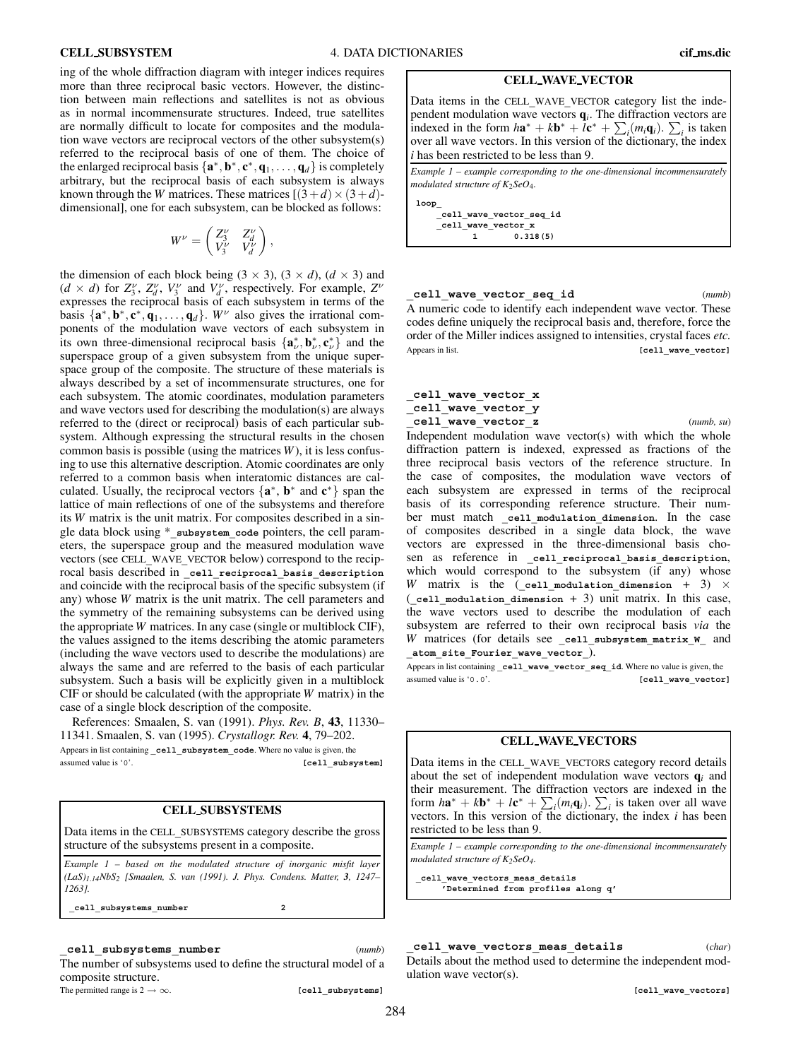ing of the whole diffraction diagram with integer indices requires more than three reciprocal basic vectors. However, the distinction between main reflections and satellites is not as obvious as in normal incommensurate structures. Indeed, true satellites are normally difficult to locate for composites and the modulation wave vectors are reciprocal vectors of the other subsystem(s) referred to the reciprocal basis of one of them. The choice of the enlarged reciprocal basis $\{\mathbf{a}^*, \mathbf{b}^*, \mathbf{c}^*, \mathbf{q}_1, \ldots, \mathbf{q}_d\}$ is completely arbitrary, but the reciprocal basis of each subsystem is always known through the *W* matrices. These matrices $[(3+d)\times(3+d)$-dimensional], one for each subsystem, can be blocked as follows:

$$W^\nu = \begin{pmatrix} Z_3^\nu & Z_d^\nu \\ V_3^\nu & V_d^\nu \end{pmatrix},$$

the dimension of each block being $(3\times3)$, $(3\times d)$, $(d\times3)$ and $(d\times d)$ for $Z_3^\nu$, $Z_d^\nu$, $V_3^\nu$ and $V_d^\nu$, respectively. For example, $Z^\nu$ expresses the reciprocal basis of each subsystem in terms of the basis $\{\mathbf{a}^*, \mathbf{b}^*, \mathbf{c}^*, \mathbf{q}_1, \ldots, \mathbf{q}_d\}$. $W^\nu$ also gives the irrational components of the modulation wave vectors of each subsystem in its own three-dimensional reciprocal basis $\{\mathbf{a}_\nu^*, \mathbf{b}_\nu^*, \mathbf{c}_\nu^*\}$ and the superspace group of a given subsystem from the unique superspace group of the composite. The structure of these materials is always described by a set of incommensurate structures, one for each subsystem. The atomic coordinates, modulation parameters and wave vectors used for describing the modulation(s) are always referred to the (direct or reciprocal) basis of each particular subsystem. Although expressing the structural results in the chosen common basis is possible (using the matrices *W*), it is less confusing to use this alternative description. Atomic coordinates are only referred to a common basis when interatomic distances are calculated. Usually, the reciprocal vectors $\{\mathbf{a}^*, \mathbf{b}^*$ and $\mathbf{c}^*\}$ span the lattice of main reflections of one of the subsystems and therefore its *W* matrix is the unit matrix. For composites described in a single data block using *`_subsystem_code` pointers, the cell parameters, the superspace group and the measured modulation wave vectors (see CELL_WAVE_VECTOR below) correspond to the reciprocal basis described in `_cell_reciprocal_basis_description` and coincide with the reciprocal basis of the specific subsystem (if any) whose *W* matrix is the unit matrix. The cell parameters and the symmetry of the remaining subsystems can be derived using the appropriate *W* matrices. In any case (single or multiblock CIF), the values assigned to the items describing the atomic parameters (including the wave vectors used to describe the modulations) are always the same and are referred to the basis of each particular subsystem. Such a basis will be explicitly given in a multiblock CIF or should be calculated (with the appropriate *W* matrix) in the case of a single block description of the composite.

References: Smaalen, S. van (1991). *Phys. Rev. B*, **43**, 11330–11341. Smaalen, S. van (1995). *Crystallogr. Rev.* **4**, 79–202.

Appears in list containing `_cell_subsystem_code`. Where no value is given, the assumed value is '0'. **[cell_subsystem]**

## CELL_SUBSYSTEMS

Data items in the CELL_SUBSYSTEMS category describe the gross structure of the subsystems present in a composite.

*Example 1 – based on the modulated structure of inorganic misfit layer $(LaS)_{1.14}NbS_2$ [Smaalen, S. van (1991). J. Phys. Condens. Matter, 3, 1247–1263].*

```
_cell_subsystems_number              2
```

**`_cell_subsystems_number`** (*numb*)

The number of subsystems used to define the structural model of a composite structure.

The permitted range is $2 \rightarrow \infty$. **[cell_subsystems]**

## CELL_WAVE_VECTOR

Data items in the CELL_WAVE_VECTOR category list the independent modulation wave vectors $\mathbf{q}_i$. The diffraction vectors are indexed in the form $h\mathbf{a}^* + k\mathbf{b}^* + l\mathbf{c}^* + \sum_i(m_i\mathbf{q}_i)$. $\sum_i$ is taken over all wave vectors. In this version of the dictionary, the index $i$ has been restricted to be less than 9.

*Example 1 – example corresponding to the one-dimensional incommensurately modulated structure of $K_2SeO_4$.*

```
loop_
    _cell_wave_vector_seq_id
    _cell_wave_vector_x
         1        0.318(5)
```

**`_cell_wave_vector_seq_id`** (*numb*)

A numeric code to identify each independent wave vector. These codes define uniquely the reciprocal basis and, therefore, force the order of the Miller indices assigned to intensities, crystal faces *etc*.

Appears in list. **[cell_wave_vector]**

**`_cell_wave_vector_x`**
**`_cell_wave_vector_y`**
**`_cell_wave_vector_z`** (*numb, su*)

Independent modulation wave vector(s) with which the whole diffraction pattern is indexed, expressed as fractions of the three reciprocal basis vectors of the reference structure. In the case of composites, the modulation wave vectors of each subsystem are expressed in terms of the reciprocal basis of its corresponding reference structure. Their number must match `_cell_modulation_dimension`. In the case of composites described in a single data block, the wave vectors are expressed in the three-dimensional basis chosen as reference in `_cell_reciprocal_basis_description`, which would correspond to the subsystem (if any) whose *W* matrix is the (`_cell_modulation_dimension + 3`) × (`_cell_modulation_dimension + 3`) unit matrix. In this case, the wave vectors used to describe the modulation of each subsystem are referred to their own reciprocal basis *via* the *W* matrices (for details see `_cell_subsystem_matrix_W_` and `_atom_site_Fourier_wave_vector_`).

Appears in list containing `_cell_wave_vector_seq_id`. Where no value is given, the assumed value is '0.0'. **[cell_wave_vector]**

## CELL_WAVE_VECTORS

Data items in the CELL_WAVE_VECTORS category record details about the set of independent modulation wave vectors $\mathbf{q}_i$ and their measurement. The diffraction vectors are indexed in the form $h\mathbf{a}^* + k\mathbf{b}^* + l\mathbf{c}^* + \sum_i(m_i\mathbf{q}_i)$. $\sum_i$ is taken over all wave vectors. In this version of the dictionary, the index $i$ has been restricted to be less than 9.

*Example 1 – example corresponding to the one-dimensional incommensurately modulated structure of $K_2SeO_4$.*

```
_cell_wave_vectors_meas_details
    'Determined from profiles along q'
```

**`_cell_wave_vectors_meas_details`** (*char*)

Details about the method used to determine the independent modulation wave vector(s).

**[cell_wave_vectors]**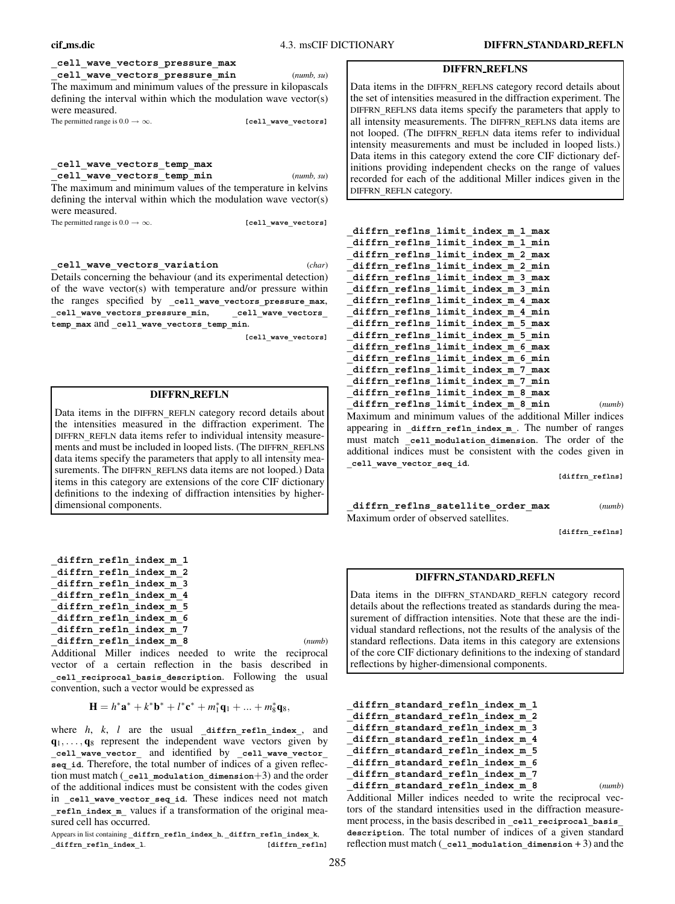**_cell_wave_vectors_pressure_max**
**_cell_wave_vectors_pressure_min** (*numb, su*)

The maximum and minimum values of the pressure in kilopascals defining the interval within which the modulation wave vector(s) were measured.

The permitted range is $0.0 \rightarrow \infty$. **[cell_wave_vectors]**

**_cell_wave_vectors_temp_max**
**_cell_wave_vectors_temp_min** (*numb, su*)

The maximum and minimum values of the temperature in kelvins defining the interval within which the modulation wave vector(s) were measured.

The permitted range is $0.0 \rightarrow \infty$. **[cell_wave_vectors]**

**_cell_wave_vectors_variation** (*char*)

Details concerning the behaviour (and its experimental detection) of the wave vector(s) with temperature and/or pressure within the ranges specified by **_cell_wave_vectors_pressure_max**, **_cell_wave_vectors_pressure_min**, **_cell_wave_vectors_temp_max** and **_cell_wave_vectors_temp_min**.

**[cell_wave_vectors]**

## DIFFRN_REFLN

Data items in the DIFFRN_REFLN category record details about the intensities measured in the diffraction experiment. The DIFFRN_REFLN data items refer to individual intensity measurements and must be included in looped lists. (The DIFFRN_REFLNS data items specify the parameters that apply to all intensity measurements. The DIFFRN_REFLNS data items are not looped.) Data items in this category are extensions of the core CIF dictionary definitions to the indexing of diffraction intensities by higher-dimensional components.

**_diffrn_refln_index_m_1**
**_diffrn_refln_index_m_2**
**_diffrn_refln_index_m_3**
**_diffrn_refln_index_m_4**
**_diffrn_refln_index_m_5**
**_diffrn_refln_index_m_6**
**_diffrn_refln_index_m_7**
**_diffrn_refln_index_m_8** (*numb*)

Additional Miller indices needed to write the reciprocal vector of a certain reflection in the basis described in **_cell_reciprocal_basis_description**. Following the usual convention, such a vector would be expressed as

$$\mathbf{H} = h^*\mathbf{a}^* + k^*\mathbf{b}^* + l^*\mathbf{c}^* + m_1^*\mathbf{q}_1 + \ldots + m_8^*\mathbf{q}_8,$$

where $h$, $k$, $l$ are the usual **_diffrn_refln_index_**, and $\mathbf{q}_1, \ldots, \mathbf{q}_8$ represent the independent wave vectors given by **_cell_wave_vector_** and identified by **_cell_wave_vector_seq_id**. Therefore, the total number of indices of a given reflection must match (**_cell_modulation_dimension**+3) and the order of the additional indices must be consistent with the codes given in **_cell_wave_vector_seq_id**. These indices need not match **_refln_index_m_** values if a transformation of the original measured cell has occurred.

Appears in list containing **_diffrn_refln_index_h**, **_diffrn_refln_index_k**, **_diffrn_refln_index_l**. **[diffrn_refln]**

## DIFFRN_REFLNS

Data items in the DIFFRN_REFLNS category record details about the set of intensities measured in the diffraction experiment. The DIFFRN_REFLNS data items specify the parameters that apply to all intensity measurements. The DIFFRN_REFLNS data items are not looped. (The DIFFRN_REFLN data items refer to individual intensity measurements and must be included in looped lists.) Data items in this category extend the core CIF dictionary definitions providing independent checks on the range of values recorded for each of the additional Miller indices given in the DIFFRN_REFLN category.

**_diffrn_reflns_limit_index_m_1_max**
**_diffrn_reflns_limit_index_m_1_min**
**_diffrn_reflns_limit_index_m_2_max**
**_diffrn_reflns_limit_index_m_2_min**
**_diffrn_reflns_limit_index_m_3_max**
**_diffrn_reflns_limit_index_m_3_min**
**_diffrn_reflns_limit_index_m_4_max**
**_diffrn_reflns_limit_index_m_4_min**
**_diffrn_reflns_limit_index_m_5_max**
**_diffrn_reflns_limit_index_m_5_min**
**_diffrn_reflns_limit_index_m_6_max**
**_diffrn_reflns_limit_index_m_6_min**
**_diffrn_reflns_limit_index_m_7_max**
**_diffrn_reflns_limit_index_m_7_min**
**_diffrn_reflns_limit_index_m_8_max**
**_diffrn_reflns_limit_index_m_8_min** (*numb*)

Maximum and minimum values of the additional Miller indices appearing in **_diffrn_refln_index_m_**. The number of ranges must match **_cell_modulation_dimension**. The order of the additional indices must be consistent with the codes given in **_cell_wave_vector_seq_id**.

**[diffrn_reflns]**

**_diffrn_reflns_satellite_order_max** (*numb*)

Maximum order of observed satellites.

**[diffrn_reflns]**

## DIFFRN_STANDARD_REFLN

Data items in the DIFFRN_STANDARD_REFLN category record details about the reflections treated as standards during the measurement of diffraction intensities. Note that these are the individual standard reflections, not the results of the analysis of the standard reflections. Data items in this category are extensions of the core CIF dictionary definitions to the indexing of standard reflections by higher-dimensional components.

**_diffrn_standard_refln_index_m_1**
**_diffrn_standard_refln_index_m_2**
**_diffrn_standard_refln_index_m_3**
**_diffrn_standard_refln_index_m_4**
**_diffrn_standard_refln_index_m_5**
**_diffrn_standard_refln_index_m_6**
**_diffrn_standard_refln_index_m_7**
**_diffrn_standard_refln_index_m_8** (*numb*)

Additional Miller indices needed to write the reciprocal vectors of the standard intensities used in the diffraction measurement process, in the basis described in **_cell_reciprocal_basis_description**. The total number of indices of a given standard reflection must match (**_cell_modulation_dimension** + 3) and the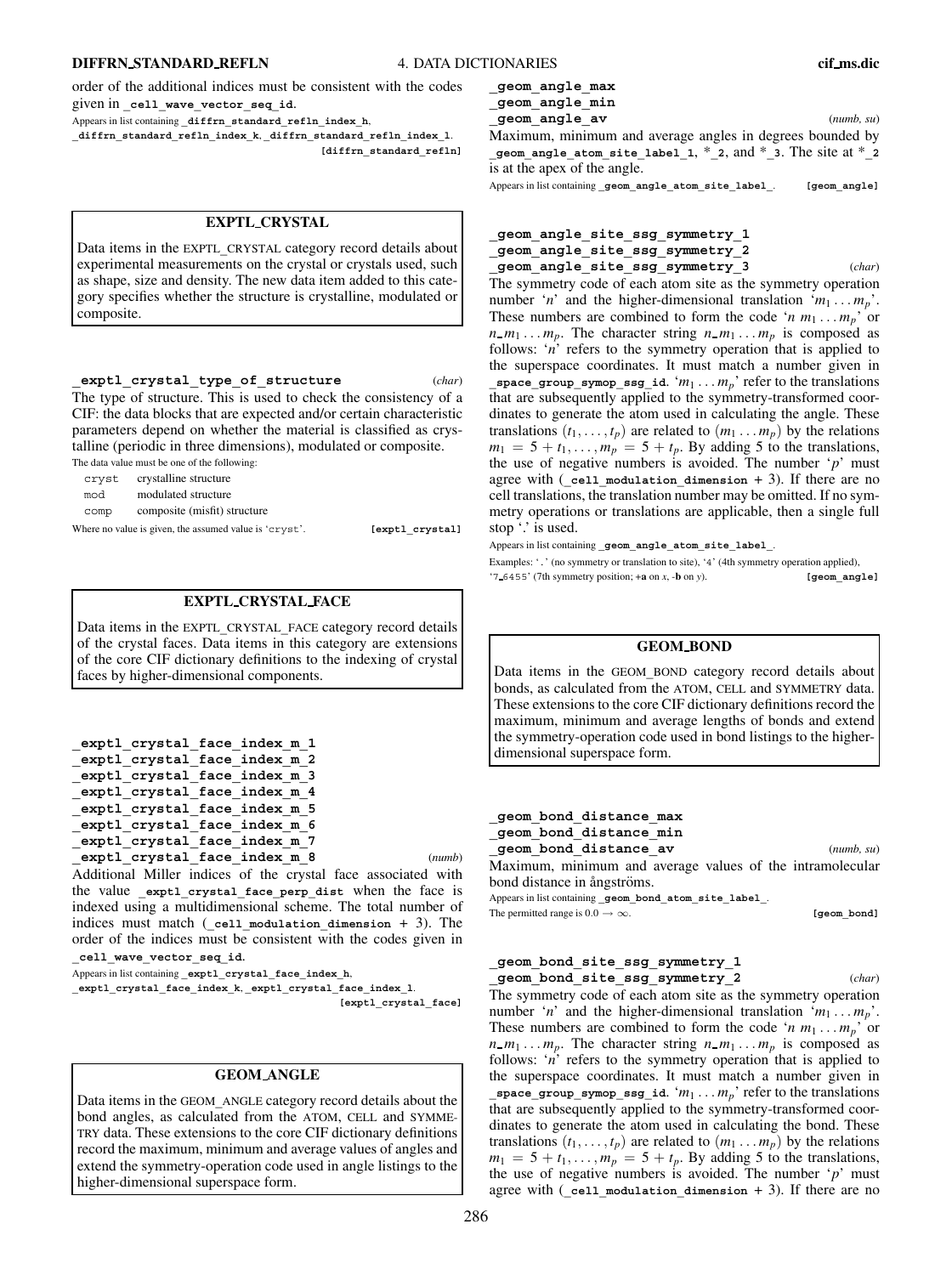order of the additional indices must be consistent with the codes given in **_cell_wave_vector_seq_id**.

Appears in list containing **_diffrn_standard_refln_index_h**, **_diffrn_standard_refln_index_k**, **_diffrn_standard_refln_index_l**. **[diffrn_standard_refln]**

## EXPTL_CRYSTAL

Data items in the EXPTL_CRYSTAL category record details about experimental measurements on the crystal or crystals used, such as shape, size and density. The new data item added to this category specifies whether the structure is crystalline, modulated or composite.

**_exptl_crystal_type_of_structure** (*char*)

The type of structure. This is used to check the consistency of a CIF: the data blocks that are expected and/or certain characteristic parameters depend on whether the material is classified as crystalline (periodic in three dimensions), modulated or composite.

The data value must be one of the following:

| | |
|---|---|
| cryst | crystalline structure |
| mod | modulated structure |
| comp | composite (misfit) structure |

Where no value is given, the assumed value is 'cryst'. **[exptl_crystal]**

## EXPTL_CRYSTAL_FACE

Data items in the EXPTL_CRYSTAL_FACE category record details of the crystal faces. Data items in this category are extensions of the core CIF dictionary definitions to the indexing of crystal faces by higher-dimensional components.

**_exptl_crystal_face_index_m_1**
**_exptl_crystal_face_index_m_2**
**_exptl_crystal_face_index_m_3**
**_exptl_crystal_face_index_m_4**
**_exptl_crystal_face_index_m_5**
**_exptl_crystal_face_index_m_6**
**_exptl_crystal_face_index_m_7**
**_exptl_crystal_face_index_m_8** (*numb*)

Additional Miller indices of the crystal face associated with the value **_exptl_crystal_face_perp_dist** when the face is indexed using a multidimensional scheme. The total number of indices must match (**_cell_modulation_dimension** + 3). The order of the indices must be consistent with the codes given in **_cell_wave_vector_seq_id**.

Appears in list containing **_exptl_crystal_face_index_h**, **_exptl_crystal_face_index_k**, **_exptl_crystal_face_index_l**. **[exptl_crystal_face]**

## GEOM_ANGLE

Data items in the GEOM_ANGLE category record details about the bond angles, as calculated from the ATOM, CELL and SYMMETRY data. These extensions to the core CIF dictionary definitions record the maximum, minimum and average values of angles and extend the symmetry-operation code used in angle listings to the higher-dimensional superspace form.

**_geom_angle_max**
**_geom_angle_min**
**_geom_angle_av** (*numb, su*)

Maximum, minimum and average angles in degrees bounded by **_geom_angle_atom_site_label_1**, *_2, and *_3. The site at **_2** is at the apex of the angle.

Appears in list containing **_geom_angle_atom_site_label_**. **[geom_angle]**

**_geom_angle_site_ssg_symmetry_1**
**_geom_angle_site_ssg_symmetry_2**
**_geom_angle_site_ssg_symmetry_3** (*char*)

The symmetry code of each atom site as the symmetry operation number '$n$' and the higher-dimensional translation '$m_1 \ldots m_p$'. These numbers are combined to form the code '$n\ m_1 \ldots m_p$' or $n\_m_1 \ldots m_p$. The character string $n\_m_1 \ldots m_p$ is composed as follows: '$n$' refers to the symmetry operation that is applied to the superspace coordinates. It must match a number given in **_space_group_symop_ssg_id**. '$m_1 \ldots m_p$' refer to the translations that are subsequently applied to the symmetry-transformed coordinates to generate the atom used in calculating the angle. These translations $(t_1, \ldots, t_p)$ are related to $(m_1 \ldots m_p)$ by the relations $m_1 = 5 + t_1, \ldots, m_p = 5 + t_p$. By adding 5 to the translations, the use of negative numbers is avoided. The number '$p$' must agree with (**_cell_modulation_dimension** + 3). If there are no cell translations, the translation number may be omitted. If no symmetry operations or translations are applicable, then a single full stop '.' is used.

Appears in list containing **_geom_angle_atom_site_label_**.

Examples: '.' (no symmetry or translation to site), '4' (4th symmetry operation applied), '7_6455' (7th symmetry position; +**a** on $x$, -**b** on $y$). **[geom_angle]**

## GEOM_BOND

Data items in the GEOM_BOND category record details about bonds, as calculated from the ATOM, CELL and SYMMETRY data. These extensions to the core CIF dictionary definitions record the maximum, minimum and average lengths of bonds and extend the symmetry-operation code used in bond listings to the higher-dimensional superspace form.

**_geom_bond_distance_max**
**_geom_bond_distance_min**
**_geom_bond_distance_av** (*numb, su*)

Maximum, minimum and average values of the intramolecular bond distance in ångströms.

Appears in list containing **_geom_bond_atom_site_label_**.

The permitted range is $0.0 \rightarrow \infty$. **[geom_bond]**

**_geom_bond_site_ssg_symmetry_1**
**_geom_bond_site_ssg_symmetry_2** (*char*)

The symmetry code of each atom site as the symmetry operation number '$n$' and the higher-dimensional translation '$m_1 \ldots m_p$'. These numbers are combined to form the code '$n\ m_1 \ldots m_p$' or $n\_m_1 \ldots m_p$. The character string $n\_m_1 \ldots m_p$ is composed as follows: '$n$' refers to the symmetry operation that is applied to the superspace coordinates. It must match a number given in **_space_group_symop_ssg_id**. '$m_1 \ldots m_p$' refer to the translations that are subsequently applied to the symmetry-transformed coordinates to generate the atom used in calculating the bond. These translations $(t_1, \ldots, t_p)$ are related to $(m_1 \ldots m_p)$ by the relations $m_1 = 5 + t_1, \ldots, m_p = 5 + t_p$. By adding 5 to the translations, the use of negative numbers is avoided. The number '$p$' must agree with (**_cell_modulation_dimension** + 3). If there are no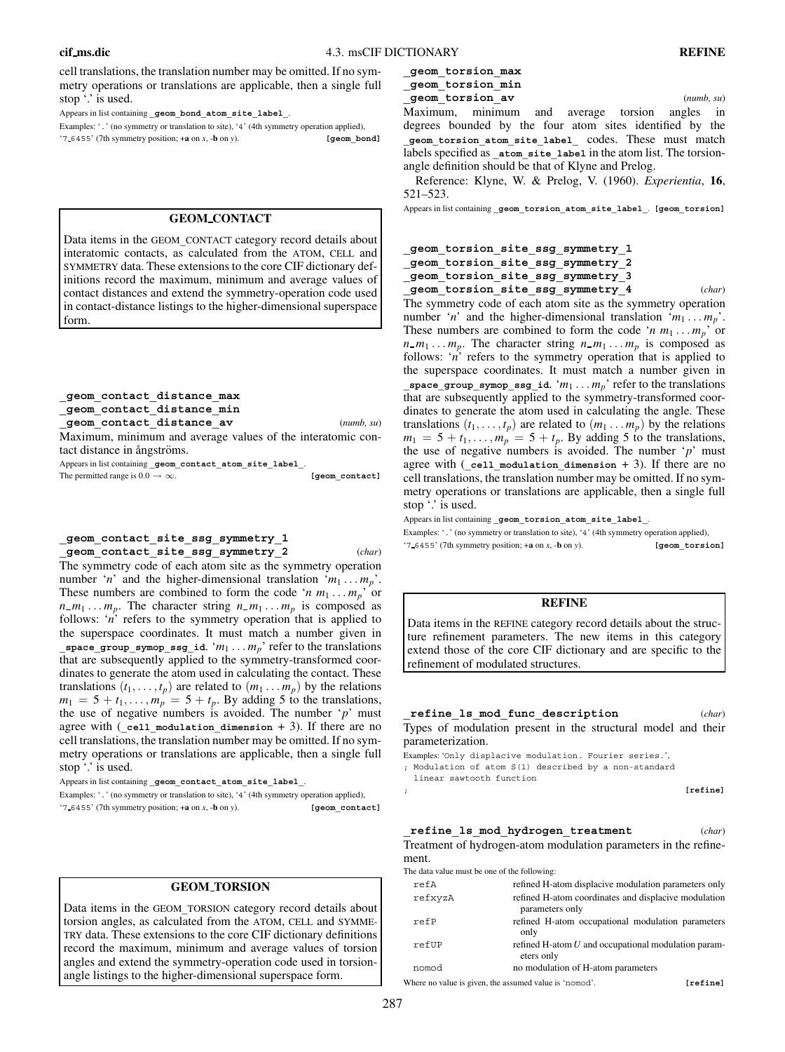cell translations, the translation number may be omitted. If no symmetry operations or translations are applicable, then a single full stop '.' is used.

Appears in list containing `_geom_bond_atom_site_label_`.

Examples: '.' (no symmetry or translation to site), '4' (4th symmetry operation applied), '7_6455' (7th symmetry position; +**a** on *x*, -**b** on *y*). **[geom_bond]**

## GEOM_CONTACT

Data items in the GEOM_CONTACT category record details about interatomic contacts, as calculated from the ATOM, CELL and SYMMETRY data. These extensions to the core CIF dictionary definitions record the maximum, minimum and average values of contact distances and extend the symmetry-operation code used in contact-distance listings to the higher-dimensional superspace form.

**`_geom_contact_distance_max`**
**`_geom_contact_distance_min`**
**`_geom_contact_distance_av`** (*numb, su*)

Maximum, minimum and average values of the interatomic contact distance in ångströms.

Appears in list containing `_geom_contact_atom_site_label_`.

The permitted range is $0.0 \rightarrow \infty$. **[geom_contact]**

**`_geom_contact_site_ssg_symmetry_1`**
**`_geom_contact_site_ssg_symmetry_2`** (*char*)

The symmetry code of each atom site as the symmetry operation number '*n*' and the higher-dimensional translation '$m_1 \ldots m_p$'. These numbers are combined to form the code '$n\ m_1 \ldots m_p$' or $n\_m_1 \ldots m_p$. The character string $n\_m_1 \ldots m_p$ is composed as follows: '*n*' refers to the symmetry operation that is applied to the superspace coordinates. It must match a number given in `_space_group_symop_ssg_id`. '$m_1 \ldots m_p$' refer to the translations that are subsequently applied to the symmetry-transformed coordinates to generate the atom used in calculating the contact. These translations $(t_1, \ldots, t_p)$ are related to $(m_1 \ldots m_p)$ by the relations $m_1 = 5 + t_1, \ldots, m_p = 5 + t_p$. By adding 5 to the translations, the use of negative numbers is avoided. The number '*p*' must agree with (`_cell_modulation_dimension` + 3). If there are no cell translations, the translation number may be omitted. If no symmetry operations or translations are applicable, then a single full stop '.' is used.

Appears in list containing `_geom_contact_atom_site_label_`.

Examples: '.' (no symmetry or translation to site), '4' (4th symmetry operation applied), '7_6455' (7th symmetry position; +**a** on *x*, -**b** on *y*). **[geom_contact]**

## GEOM_TORSION

Data items in the GEOM_TORSION category record details about torsion angles, as calculated from the ATOM, CELL and SYMMETRY data. These extensions to the core CIF dictionary definitions record the maximum, minimum and average values of torsion angles and extend the symmetry-operation code used in torsion-angle listings to the higher-dimensional superspace form.

**`_geom_torsion_max`**
**`_geom_torsion_min`**
**`_geom_torsion_av`** (*numb, su*)

Maximum, minimum and average torsion angles in degrees bounded by the four atom sites identified by the `_geom_torsion_atom_site_label_` codes. These must match labels specified as `_atom_site_label` in the atom list. The torsion-angle definition should be that of Klyne and Prelog.

Reference: Klyne, W. & Prelog, V. (1960). *Experientia*, **16**, 521–523.

Appears in list containing `_geom_torsion_atom_site_label_`. **[geom_torsion]**

**`_geom_torsion_site_ssg_symmetry_1`**
**`_geom_torsion_site_ssg_symmetry_2`**
**`_geom_torsion_site_ssg_symmetry_3`**
**`_geom_torsion_site_ssg_symmetry_4`** (*char*)

The symmetry code of each atom site as the symmetry operation number '*n*' and the higher-dimensional translation '$m_1 \ldots m_p$'. These numbers are combined to form the code '$n\ m_1 \ldots m_p$' or $n\_m_1 \ldots m_p$. The character string $n\_m_1 \ldots m_p$ is composed as follows: '*n*' refers to the symmetry operation that is applied to the superspace coordinates. It must match a number given in `_space_group_symop_ssg_id`. '$m_1 \ldots m_p$' refer to the translations that are subsequently applied to the symmetry-transformed coordinates to generate the atom used in calculating the angle. These translations $(t_1, \ldots, t_p)$ are related to $(m_1 \ldots m_p)$ by the relations $m_1 = 5 + t_1, \ldots, m_p = 5 + t_p$. By adding 5 to the translations, the use of negative numbers is avoided. The number '*p*' must agree with (`_cell_modulation_dimension` + 3). If there are no cell translations, the translation number may be omitted. If no symmetry operations or translations are applicable, then a single full stop '.' is used.

Appears in list containing `_geom_torsion_atom_site_label_`.

Examples: '.' (no symmetry or translation to site), '4' (4th symmetry operation applied), '7_6455' (7th symmetry position; +**a** on *x*, -**b** on *y*). **[geom_torsion]**

## REFINE

Data items in the REFINE category record details about the structure refinement parameters. The new items in this category extend those of the core CIF dictionary and are specific to the refinement of modulated structures.

**`_refine_ls_mod_func_description`** (*char*)

Types of modulation present in the structural model and their parameterization.

Examples: 'Only displacive modulation. Fourier series.',

```
; Modulation of atom S(1) described by a non-standard
  linear sawtooth function
;
```

**[refine]**

**`_refine_ls_mod_hydrogen_treatment`** (*char*)

Treatment of hydrogen-atom modulation parameters in the refinement.

The data value must be one of the following:

| | |
|---|---|
| `refA` | refined H-atom displacive modulation parameters only |
| `refxyzA` | refined H-atom coordinates and displacive modulation parameters only |
| `refP` | refined H-atom occupational modulation parameters only |
| `refUP` | refined H-atom *U* and occupational modulation parameters only |
| `nomod` | no modulation of H-atom parameters |

Where no value is given, the assumed value is 'nomod'. **[refine]**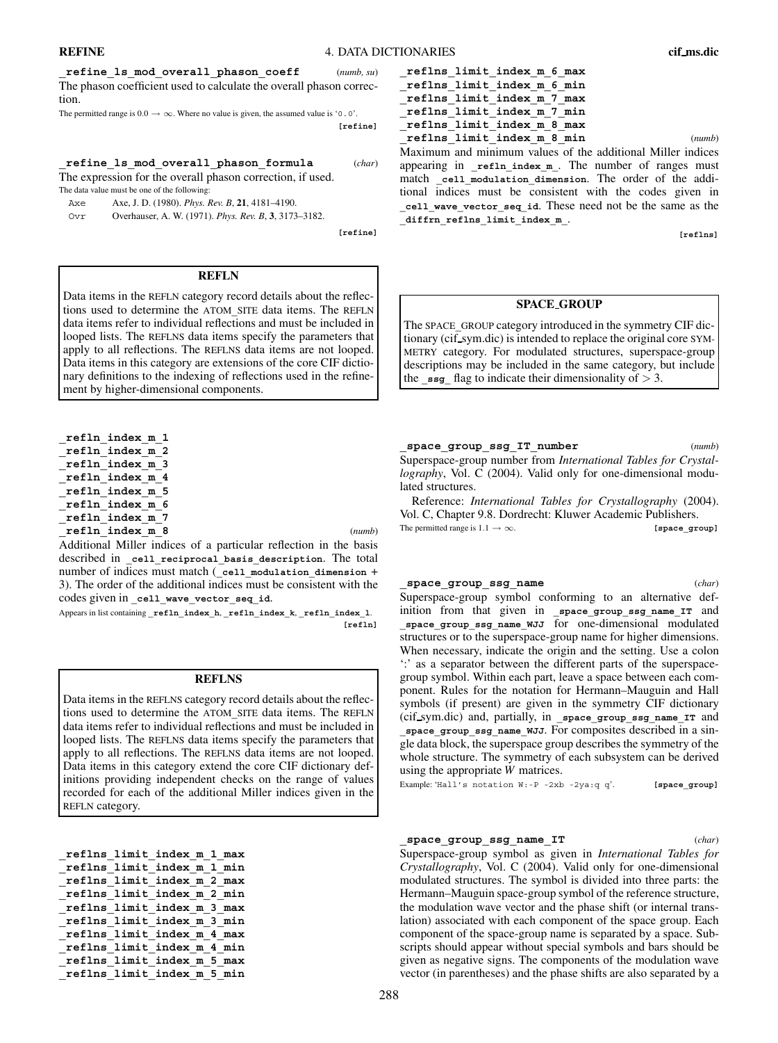**_refine_ls_mod_overall_phason_coeff** (*numb, su*)

The phason coefficient used to calculate the overall phason correction.

The permitted range is 0.0 → ∞. Where no value is given, the assumed value is '0.0'.

**[refine]**

**_refine_ls_mod_overall_phason_formula** (*char*)

The expression for the overall phason correction, if used.

The data value must be one of the following:

| | |
|---|---|
| Axe | Axe, J. D. (1980). *Phys. Rev. B*, **21**, 4181–4190. |
| Ovr | Overhauser, A. W. (1971). *Phys. Rev. B*, **3**, 3173–3182. |

**[refine]**

## REFLN

Data items in the REFLN category record details about the reflections used to determine the ATOM_SITE data items. The REFLN data items refer to individual reflections and must be included in looped lists. The REFLNS data items specify the parameters that apply to all reflections. The REFLNS data items are not looped. Data items in this category are extensions of the core CIF dictionary definitions to the indexing of reflections used in the refinement by higher-dimensional components.

**_refln_index_m_1**
**_refln_index_m_2**
**_refln_index_m_3**
**_refln_index_m_4**
**_refln_index_m_5**
**_refln_index_m_6**
**_refln_index_m_7**
**_refln_index_m_8** (*numb*)

Additional Miller indices of a particular reflection in the basis described in **_cell_reciprocal_basis_description**. The total number of indices must match (**_cell_modulation_dimension** + 3). The order of the additional indices must be consistent with the codes given in **_cell_wave_vector_seq_id**.

Appears in list containing **_refln_index_h**, **_refln_index_k**, **_refln_index_l**.

**[refln]**

## REFLNS

Data items in the REFLNS category record details about the reflections used to determine the ATOM_SITE data items. The REFLN data items refer to individual reflections and must be included in looped lists. The REFLNS data items specify the parameters that apply to all reflections. The REFLNS data items are not looped. Data items in this category extend the core CIF dictionary definitions providing independent checks on the range of values recorded for each of the additional Miller indices given in the REFLN category.

**_reflns_limit_index_m_1_max**
**_reflns_limit_index_m_1_min**
**_reflns_limit_index_m_2_max**
**_reflns_limit_index_m_2_min**
**_reflns_limit_index_m_3_max**
**_reflns_limit_index_m_3_min**
**_reflns_limit_index_m_4_max**
**_reflns_limit_index_m_4_min**
**_reflns_limit_index_m_5_max**
**_reflns_limit_index_m_5_min**
**_reflns_limit_index_m_6_max**
**_reflns_limit_index_m_6_min**
**_reflns_limit_index_m_7_max**
**_reflns_limit_index_m_7_min**
**_reflns_limit_index_m_8_max**
**_reflns_limit_index_m_8_min** (*numb*)

Maximum and minimum values of the additional Miller indices appearing in **_refln_index_m_**. The number of ranges must match **_cell_modulation_dimension**. The order of the additional indices must be consistent with the codes given in **_cell_wave_vector_seq_id**. These need not be the same as the **_diffrn_reflns_limit_index_m_**.

**[reflns]**

## SPACE_GROUP

The SPACE_GROUP category introduced in the symmetry CIF dictionary (cif_sym.dic) is intended to replace the original core SYMMETRY category. For modulated structures, superspace-group descriptions may be included in the same category, but include the **_ssg_** flag to indicate their dimensionality of > 3.

**_space_group_ssg_IT_number** (*numb*)

Superspace-group number from *International Tables for Crystallography*, Vol. C (2004). Valid only for one-dimensional modulated structures.

Reference: *International Tables for Crystallography* (2004). Vol. C, Chapter 9.8. Dordrecht: Kluwer Academic Publishers.

The permitted range is 1.1 → ∞. **[space_group]**

**_space_group_ssg_name** (*char*)

Superspace-group symbol conforming to an alternative definition from that given in **_space_group_ssg_name_IT** and **_space_group_ssg_name_WJJ** for one-dimensional modulated structures or to the superspace-group name for higher dimensions. When necessary, indicate the origin and the setting. Use a colon ':' as a separator between the different parts of the superspace-group symbol. Within each part, leave a space between each component. Rules for the notation for Hermann–Mauguin and Hall symbols (if present) are given in the symmetry CIF dictionary (cif_sym.dic) and, partially, in **_space_group_ssg_name_IT** and **_space_group_ssg_name_WJJ**. For composites described in a single data block, the superspace group describes the symmetry of the whole structure. The symmetry of each subsystem can be derived using the appropriate *W* matrices.

Example: 'Hall's notation W:-P -2xb -2ya:q q'. **[space_group]**

**_space_group_ssg_name_IT** (*char*)

Superspace-group symbol as given in *International Tables for Crystallography*, Vol. C (2004). Valid only for one-dimensional modulated structures. The symbol is divided into three parts: the Hermann–Mauguin space-group symbol of the reference structure, the modulation wave vector and the phase shift (or internal translation) associated with each component of the space group. Each component of the space-group name is separated by a space. Subscripts should appear without special symbols and bars should be given as negative signs. The components of the modulation wave vector (in parentheses) and the phase shifts are also separated by a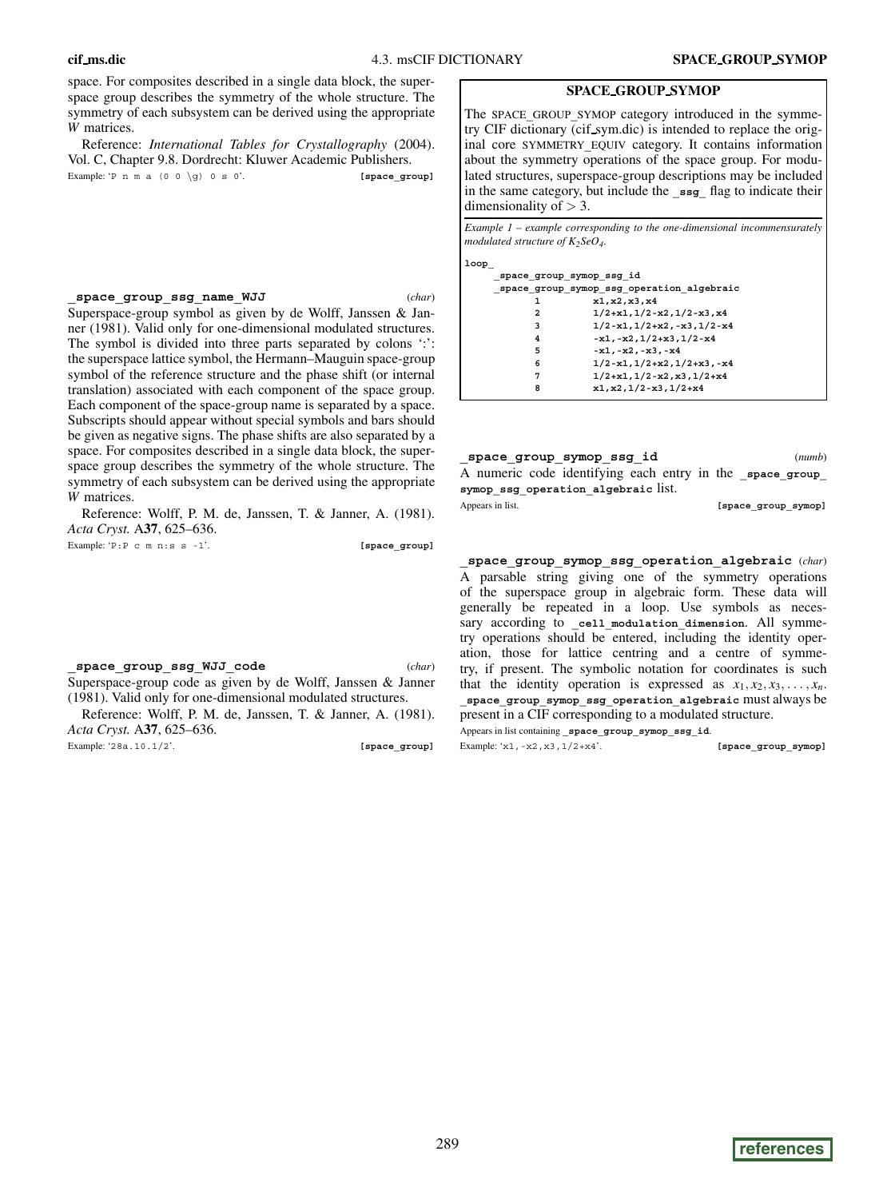space. For composites described in a single data block, the superspace group describes the symmetry of the whole structure. The symmetry of each subsystem can be derived using the appropriate *W* matrices.

Reference: *International Tables for Crystallography* (2004). Vol. C, Chapter 9.8. Dordrecht: Kluwer Academic Publishers.

Example: 'P n m a (0 0 \g) 0 s 0'. **[space_group]**

**_space_group_ssg_name_WJJ** (*char*)

Superspace-group symbol as given by de Wolff, Janssen & Janner (1981). Valid only for one-dimensional modulated structures. The symbol is divided into three parts separated by colons ':': the superspace lattice symbol, the Hermann–Mauguin space-group symbol of the reference structure and the phase shift (or internal translation) associated with each component of the space group. Each component of the space-group name is separated by a space. Subscripts should appear without special symbols and bars should be given as negative signs. The phase shifts are also separated by a space. For composites described in a single data block, the superspace group describes the symmetry of the whole structure. The symmetry of each subsystem can be derived using the appropriate *W* matrices.

Reference: Wolff, P. M. de, Janssen, T. & Janner, A. (1981). *Acta Cryst.* A**37**, 625–636.

Example: 'P:P c m n:s s -1'. **[space_group]**

**_space_group_ssg_WJJ_code** (*char*)

Superspace-group code as given by de Wolff, Janssen & Janner (1981). Valid only for one-dimensional modulated structures.

Reference: Wolff, P. M. de, Janssen, T. & Janner, A. (1981). *Acta Cryst.* A**37**, 625–636.

Example: '28a.10.1/2'. **[space_group]**

## SPACE_GROUP_SYMOP

The SPACE_GROUP_SYMOP category introduced in the symmetry CIF dictionary (cif_sym.dic) is intended to replace the original core SYMMETRY_EQUIV category. It contains information about the symmetry operations of the space group. For modulated structures, superspace-group descriptions may be included in the same category, but include the **_ssg_** flag to indicate their dimensionality of $> 3$.

*Example 1 – example corresponding to the one-dimensional incommensurately modulated structure of $K_2SeO_4$.*

```
loop_
    _space_group_symop_ssg_id
    _space_group_symop_ssg_operation_algebraic
         1          x1,x2,x3,x4
         2          1/2+x1,1/2-x2,1/2-x3,x4
         3          1/2-x1,1/2+x2,-x3,1/2-x4
         4          -x1,-x2,1/2+x3,1/2-x4
         5          -x1,-x2,-x3,-x4
         6          1/2-x1,1/2+x2,1/2+x3,-x4
         7          1/2+x1,1/2-x2,x3,1/2+x4
         8          x1,x2,1/2-x3,1/2+x4
```

**_space_group_symop_ssg_id** (*numb*)

A numeric code identifying each entry in the **_space_group_symop_ssg_operation_algebraic** list.

Appears in list. **[space_group_symop]**

**_space_group_symop_ssg_operation_algebraic** (*char*)

A parsable string giving one of the symmetry operations of the superspace group in algebraic form. These data will generally be repeated in a loop. Use symbols as necessary according to **_cell_modulation_dimension**. All symmetry operations should be entered, including the identity operation, those for lattice centring and a centre of symmetry, if present. The symbolic notation for coordinates is such that the identity operation is expressed as $x_1, x_2, x_3, \ldots, x_n$. **_space_group_symop_ssg_operation_algebraic** must always be present in a CIF corresponding to a modulated structure.

Appears in list containing **_space_group_symop_ssg_id**.

Example: 'x1,-x2,x3,1/2+x4'. **[space_group_symop]**